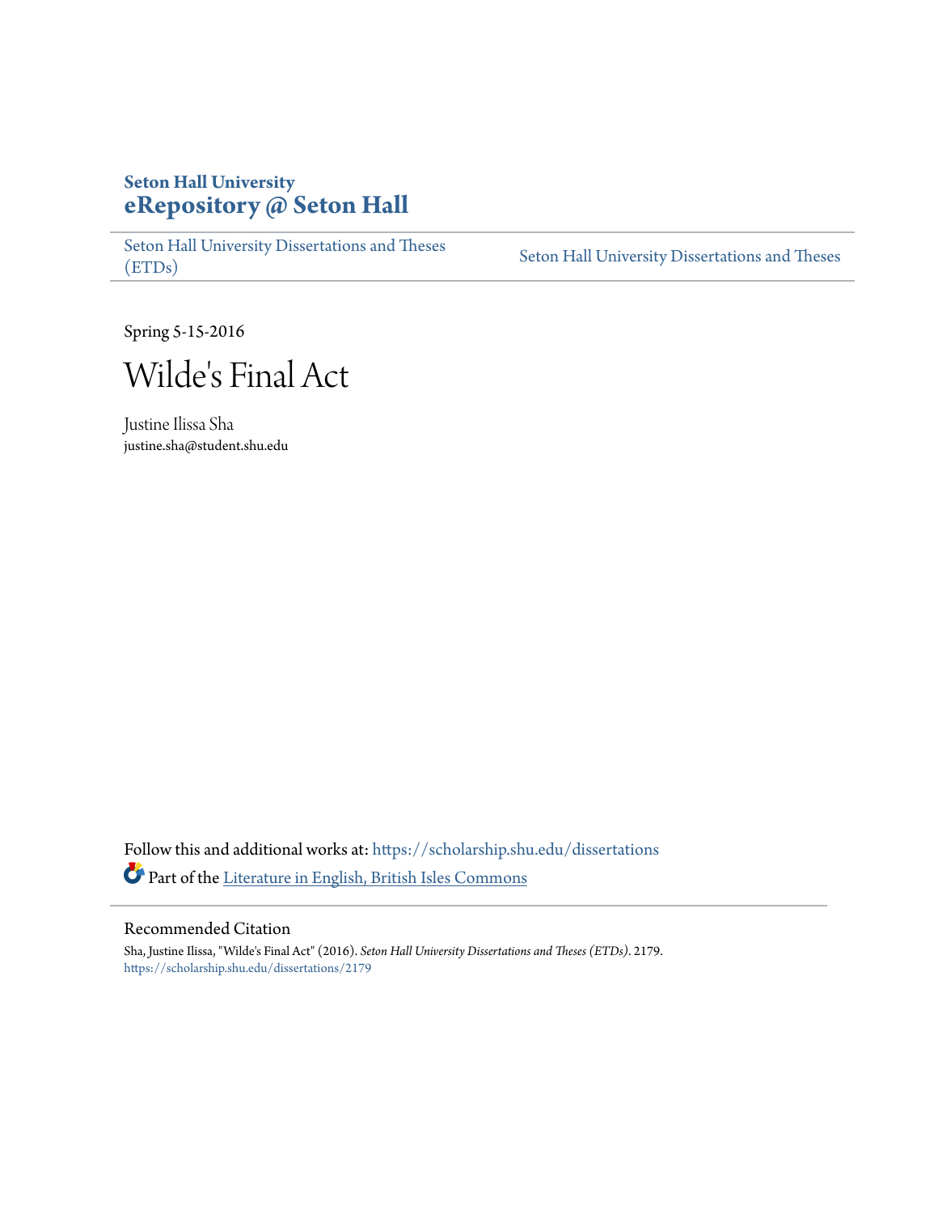**Seton Hall University**
**eRepository @ Seton Hall**

Seton Hall University Dissertations and Theses (ETDs) | Seton Hall University Dissertations and Theses

Spring 5-15-2016

# Wilde's Final Act

Justine Ilissa Sha
justine.sha@student.shu.edu

Follow this and additional works at: https://scholarship.shu.edu/dissertations

Part of the Literature in English, British Isles Commons

## Recommended Citation

Sha, Justine Ilissa, "Wilde's Final Act" (2016). *Seton Hall University Dissertations and Theses (ETDs)*. 2179.
https://scholarship.shu.edu/dissertations/2179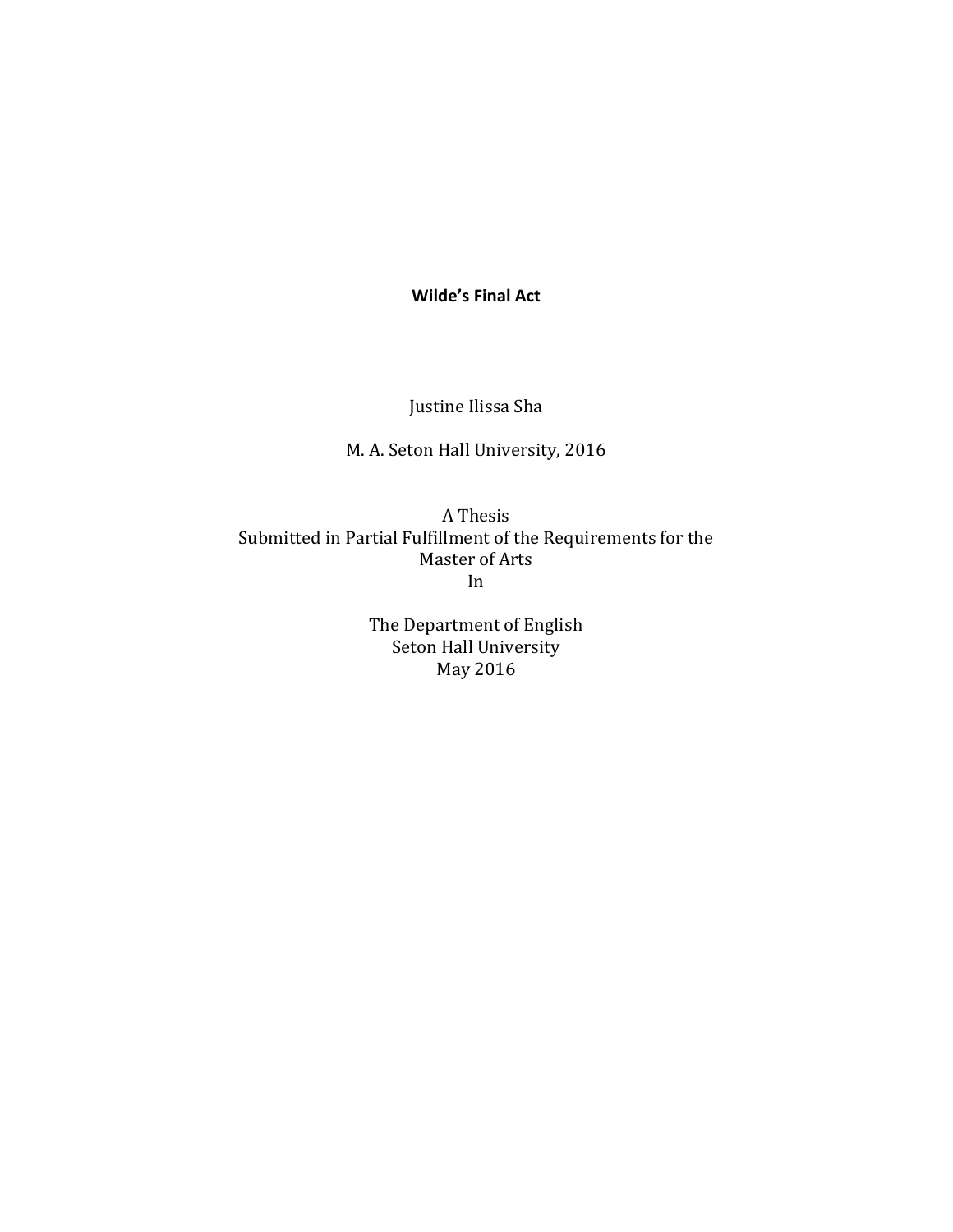**Wilde's Final Act**

Justine Ilissa Sha

M. A. Seton Hall University, 2016

A Thesis
Submitted in Partial Fulfillment of the Requirements for the
Master of Arts
In

The Department of English
Seton Hall University
May 2016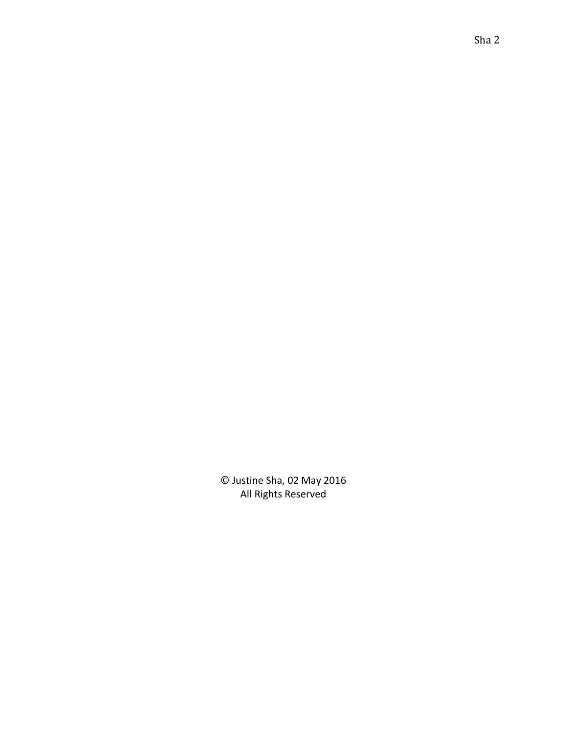© Justine Sha, 02 May 2016
All Rights Reserved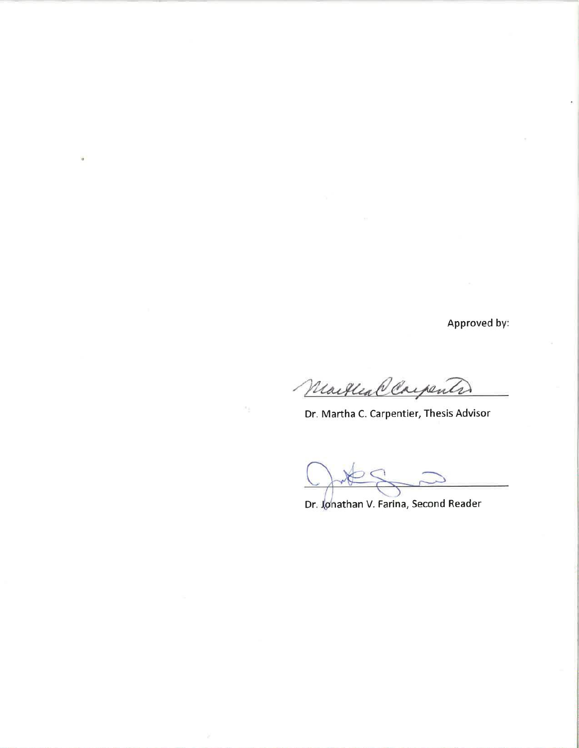Approved by:

Dr. Martha C. Carpentier, Thesis Advisor

Dr. Jonathan V. Farina, Second Reader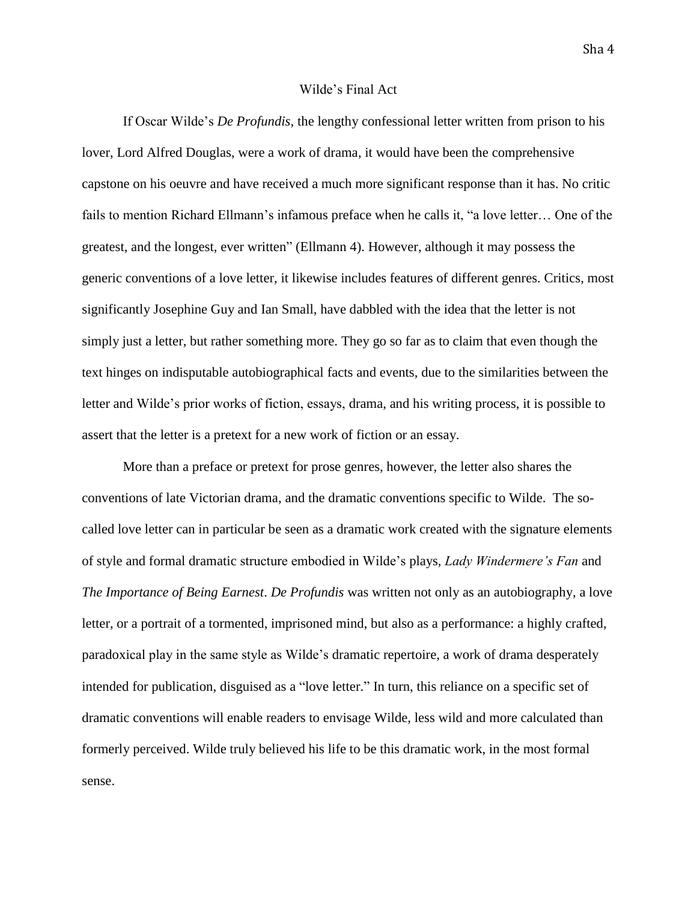# Wilde's Final Act

If Oscar Wilde's *De Profundis,* the lengthy confessional letter written from prison to his lover, Lord Alfred Douglas, were a work of drama, it would have been the comprehensive capstone on his oeuvre and have received a much more significant response than it has. No critic fails to mention Richard Ellmann's infamous preface when he calls it, "a love letter… One of the greatest, and the longest, ever written" (Ellmann 4). However, although it may possess the generic conventions of a love letter, it likewise includes features of different genres. Critics, most significantly Josephine Guy and Ian Small, have dabbled with the idea that the letter is not simply just a letter, but rather something more. They go so far as to claim that even though the text hinges on indisputable autobiographical facts and events, due to the similarities between the letter and Wilde's prior works of fiction, essays, drama, and his writing process, it is possible to assert that the letter is a pretext for a new work of fiction or an essay.

More than a preface or pretext for prose genres, however, the letter also shares the conventions of late Victorian drama, and the dramatic conventions specific to Wilde. The so-called love letter can in particular be seen as a dramatic work created with the signature elements of style and formal dramatic structure embodied in Wilde's plays, *Lady Windermere's Fan* and *The Importance of Being Earnest*. *De Profundis* was written not only as an autobiography, a love letter, or a portrait of a tormented, imprisoned mind, but also as a performance: a highly crafted, paradoxical play in the same style as Wilde's dramatic repertoire, a work of drama desperately intended for publication, disguised as a "love letter." In turn, this reliance on a specific set of dramatic conventions will enable readers to envisage Wilde, less wild and more calculated than formerly perceived. Wilde truly believed his life to be this dramatic work, in the most formal sense.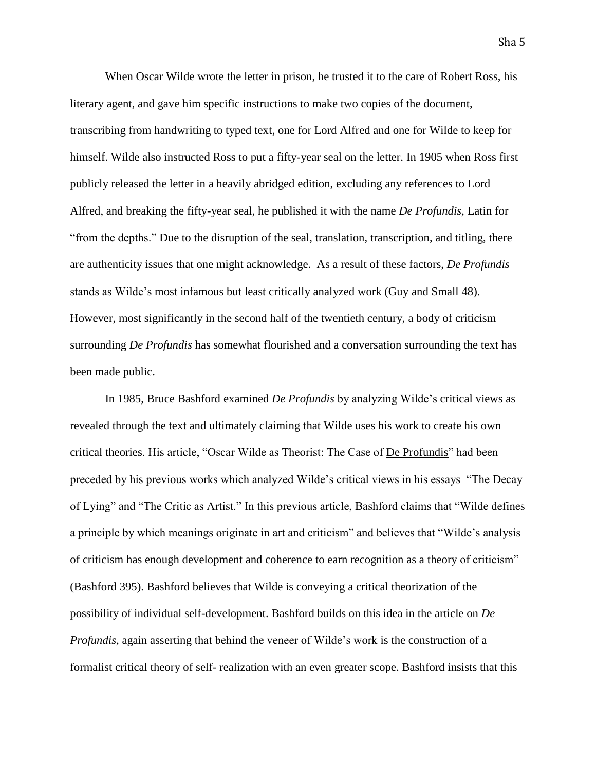When Oscar Wilde wrote the letter in prison, he trusted it to the care of Robert Ross, his literary agent, and gave him specific instructions to make two copies of the document, transcribing from handwriting to typed text, one for Lord Alfred and one for Wilde to keep for himself. Wilde also instructed Ross to put a fifty-year seal on the letter. In 1905 when Ross first publicly released the letter in a heavily abridged edition, excluding any references to Lord Alfred, and breaking the fifty-year seal, he published it with the name *De Profundis*, Latin for "from the depths." Due to the disruption of the seal, translation, transcription, and titling, there are authenticity issues that one might acknowledge. As a result of these factors, *De Profundis* stands as Wilde's most infamous but least critically analyzed work (Guy and Small 48). However, most significantly in the second half of the twentieth century, a body of criticism surrounding *De Profundis* has somewhat flourished and a conversation surrounding the text has been made public.

In 1985, Bruce Bashford examined *De Profundis* by analyzing Wilde's critical views as revealed through the text and ultimately claiming that Wilde uses his work to create his own critical theories. His article, "Oscar Wilde as Theorist: The Case of <u>De Profundis</u>" had been preceded by his previous works which analyzed Wilde's critical views in his essays "The Decay of Lying" and "The Critic as Artist." In this previous article, Bashford claims that "Wilde defines a principle by which meanings originate in art and criticism" and believes that "Wilde's analysis of criticism has enough development and coherence to earn recognition as a <u>theory</u> of criticism" (Bashford 395). Bashford believes that Wilde is conveying a critical theorization of the possibility of individual self-development. Bashford builds on this idea in the article on *De Profundis*, again asserting that behind the veneer of Wilde's work is the construction of a formalist critical theory of self- realization with an even greater scope. Bashford insists that this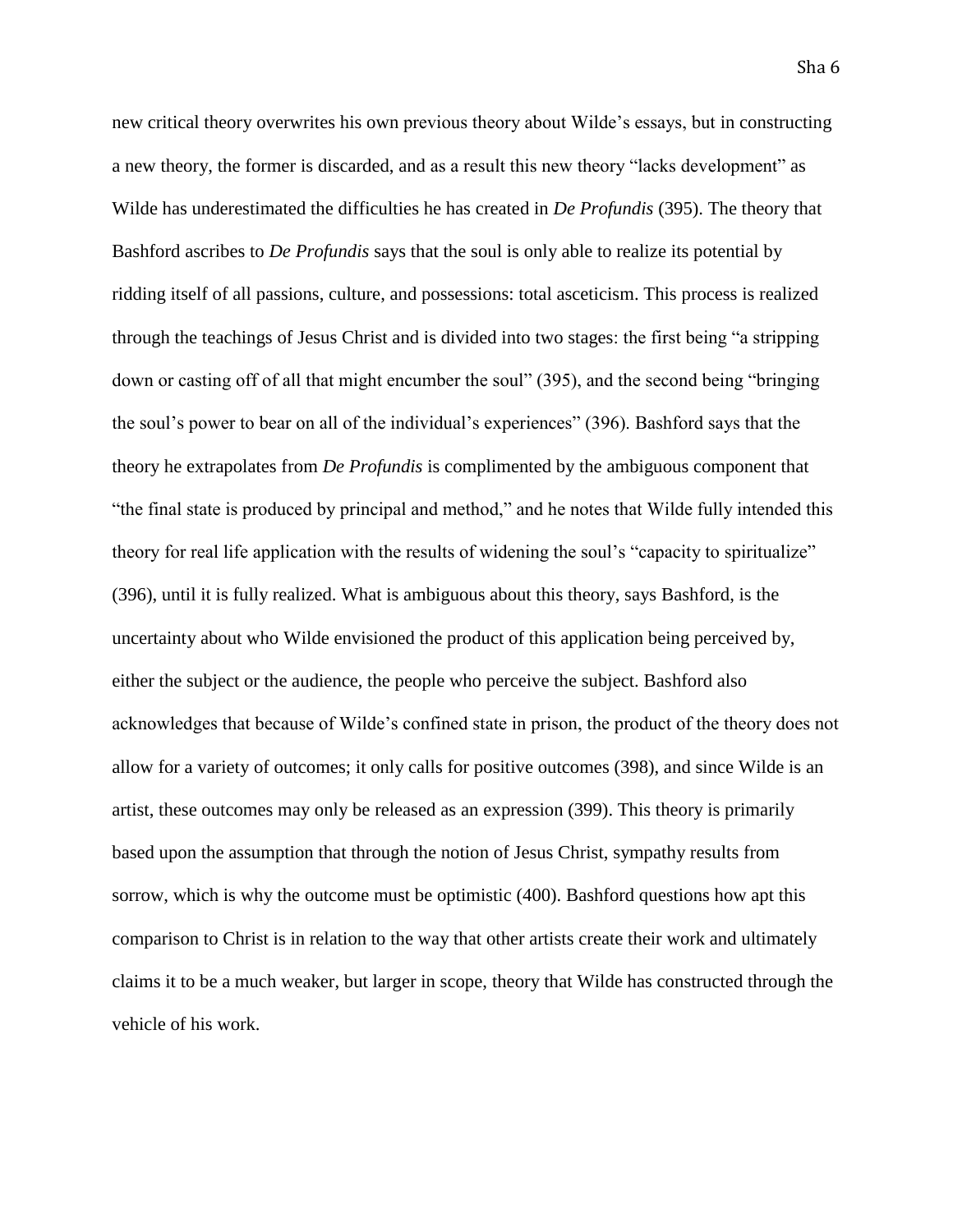new critical theory overwrites his own previous theory about Wilde's essays, but in constructing a new theory, the former is discarded, and as a result this new theory "lacks development" as Wilde has underestimated the difficulties he has created in *De Profundis* (395). The theory that Bashford ascribes to *De Profundis* says that the soul is only able to realize its potential by ridding itself of all passions, culture, and possessions: total asceticism. This process is realized through the teachings of Jesus Christ and is divided into two stages: the first being "a stripping down or casting off of all that might encumber the soul" (395), and the second being "bringing the soul's power to bear on all of the individual's experiences" (396). Bashford says that the theory he extrapolates from *De Profundis* is complimented by the ambiguous component that "the final state is produced by principal and method," and he notes that Wilde fully intended this theory for real life application with the results of widening the soul's "capacity to spiritualize" (396), until it is fully realized. What is ambiguous about this theory, says Bashford, is the uncertainty about who Wilde envisioned the product of this application being perceived by, either the subject or the audience, the people who perceive the subject. Bashford also acknowledges that because of Wilde's confined state in prison, the product of the theory does not allow for a variety of outcomes; it only calls for positive outcomes (398), and since Wilde is an artist, these outcomes may only be released as an expression (399). This theory is primarily based upon the assumption that through the notion of Jesus Christ, sympathy results from sorrow, which is why the outcome must be optimistic (400). Bashford questions how apt this comparison to Christ is in relation to the way that other artists create their work and ultimately claims it to be a much weaker, but larger in scope, theory that Wilde has constructed through the vehicle of his work.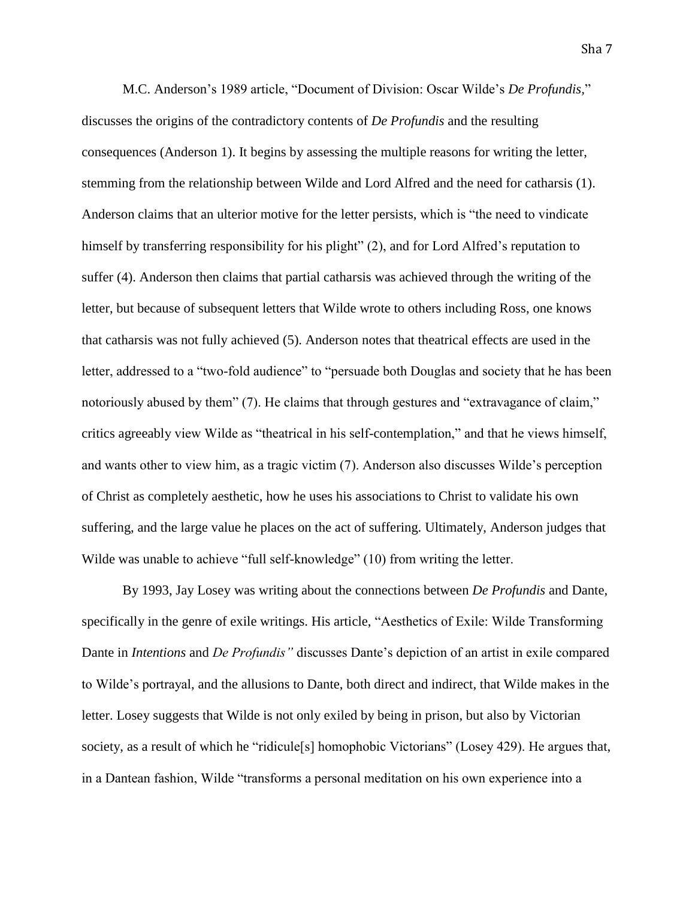M.C. Anderson's 1989 article, "Document of Division: Oscar Wilde's *De Profundis,*" discusses the origins of the contradictory contents of *De Profundis* and the resulting consequences (Anderson 1). It begins by assessing the multiple reasons for writing the letter, stemming from the relationship between Wilde and Lord Alfred and the need for catharsis (1). Anderson claims that an ulterior motive for the letter persists, which is "the need to vindicate himself by transferring responsibility for his plight" (2), and for Lord Alfred's reputation to suffer (4). Anderson then claims that partial catharsis was achieved through the writing of the letter, but because of subsequent letters that Wilde wrote to others including Ross, one knows that catharsis was not fully achieved (5). Anderson notes that theatrical effects are used in the letter, addressed to a "two-fold audience" to "persuade both Douglas and society that he has been notoriously abused by them" (7). He claims that through gestures and "extravagance of claim," critics agreeably view Wilde as "theatrical in his self-contemplation," and that he views himself, and wants other to view him, as a tragic victim (7). Anderson also discusses Wilde's perception of Christ as completely aesthetic, how he uses his associations to Christ to validate his own suffering, and the large value he places on the act of suffering. Ultimately, Anderson judges that Wilde was unable to achieve "full self-knowledge" (10) from writing the letter.

By 1993, Jay Losey was writing about the connections between *De Profundis* and Dante, specifically in the genre of exile writings. His article, "Aesthetics of Exile: Wilde Transforming Dante in *Intentions* and *De Profundis"* discusses Dante's depiction of an artist in exile compared to Wilde's portrayal, and the allusions to Dante, both direct and indirect, that Wilde makes in the letter. Losey suggests that Wilde is not only exiled by being in prison, but also by Victorian society, as a result of which he "ridicule[s] homophobic Victorians" (Losey 429). He argues that, in a Dantean fashion, Wilde "transforms a personal meditation on his own experience into a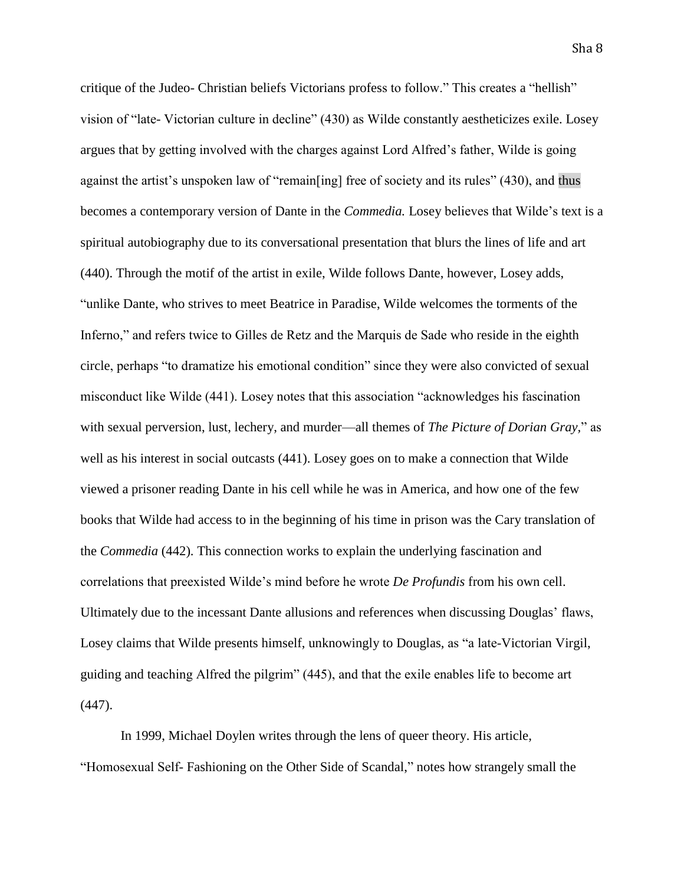critique of the Judeo- Christian beliefs Victorians profess to follow." This creates a "hellish" vision of "late- Victorian culture in decline" (430) as Wilde constantly aestheticizes exile. Losey argues that by getting involved with the charges against Lord Alfred's father, Wilde is going against the artist's unspoken law of "remain[ing] free of society and its rules" (430), and thus becomes a contemporary version of Dante in the *Commedia.* Losey believes that Wilde's text is a spiritual autobiography due to its conversational presentation that blurs the lines of life and art (440). Through the motif of the artist in exile, Wilde follows Dante, however, Losey adds, "unlike Dante, who strives to meet Beatrice in Paradise, Wilde welcomes the torments of the Inferno," and refers twice to Gilles de Retz and the Marquis de Sade who reside in the eighth circle, perhaps "to dramatize his emotional condition" since they were also convicted of sexual misconduct like Wilde (441). Losey notes that this association "acknowledges his fascination with sexual perversion, lust, lechery, and murder—all themes of *The Picture of Dorian Gray*," as well as his interest in social outcasts (441). Losey goes on to make a connection that Wilde viewed a prisoner reading Dante in his cell while he was in America, and how one of the few books that Wilde had access to in the beginning of his time in prison was the Cary translation of the *Commedia* (442). This connection works to explain the underlying fascination and correlations that preexisted Wilde's mind before he wrote *De Profundis* from his own cell. Ultimately due to the incessant Dante allusions and references when discussing Douglas' flaws, Losey claims that Wilde presents himself, unknowingly to Douglas, as "a late-Victorian Virgil, guiding and teaching Alfred the pilgrim" (445), and that the exile enables life to become art (447).

In 1999, Michael Doylen writes through the lens of queer theory. His article, "Homosexual Self- Fashioning on the Other Side of Scandal," notes how strangely small the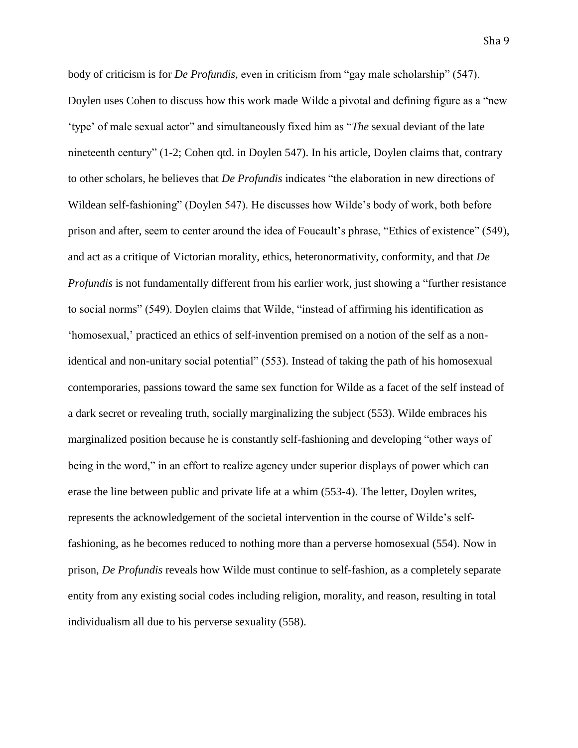body of criticism is for *De Profundis*, even in criticism from "gay male scholarship" (547). Doylen uses Cohen to discuss how this work made Wilde a pivotal and defining figure as a "new 'type' of male sexual actor" and simultaneously fixed him as "*The* sexual deviant of the late nineteenth century" (1-2; Cohen qtd. in Doylen 547). In his article, Doylen claims that, contrary to other scholars, he believes that *De Profundis* indicates "the elaboration in new directions of Wildean self-fashioning" (Doylen 547). He discusses how Wilde's body of work, both before prison and after, seem to center around the idea of Foucault's phrase, "Ethics of existence" (549), and act as a critique of Victorian morality, ethics, heteronormativity, conformity, and that *De Profundis* is not fundamentally different from his earlier work, just showing a "further resistance to social norms" (549). Doylen claims that Wilde, "instead of affirming his identification as 'homosexual,' practiced an ethics of self-invention premised on a notion of the self as a non-identical and non-unitary social potential" (553). Instead of taking the path of his homosexual contemporaries, passions toward the same sex function for Wilde as a facet of the self instead of a dark secret or revealing truth, socially marginalizing the subject (553). Wilde embraces his marginalized position because he is constantly self-fashioning and developing "other ways of being in the word," in an effort to realize agency under superior displays of power which can erase the line between public and private life at a whim (553-4). The letter, Doylen writes, represents the acknowledgement of the societal intervention in the course of Wilde's self-fashioning, as he becomes reduced to nothing more than a perverse homosexual (554). Now in prison, *De Profundis* reveals how Wilde must continue to self-fashion, as a completely separate entity from any existing social codes including religion, morality, and reason, resulting in total individualism all due to his perverse sexuality (558).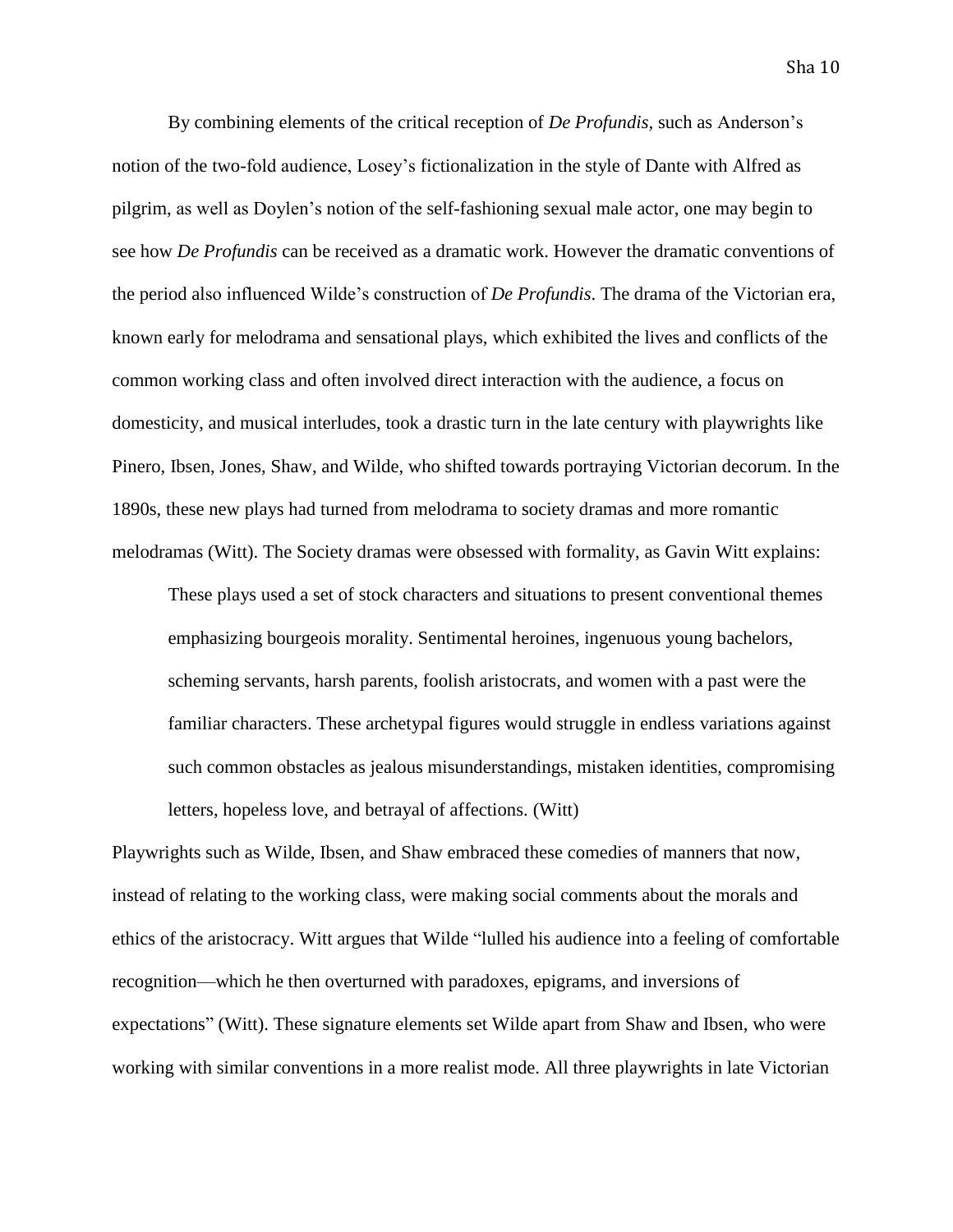By combining elements of the critical reception of *De Profundis*, such as Anderson's notion of the two-fold audience, Losey's fictionalization in the style of Dante with Alfred as pilgrim, as well as Doylen's notion of the self-fashioning sexual male actor, one may begin to see how *De Profundis* can be received as a dramatic work. However the dramatic conventions of the period also influenced Wilde's construction of *De Profundis*. The drama of the Victorian era, known early for melodrama and sensational plays, which exhibited the lives and conflicts of the common working class and often involved direct interaction with the audience, a focus on domesticity, and musical interludes, took a drastic turn in the late century with playwrights like Pinero, Ibsen, Jones, Shaw, and Wilde, who shifted towards portraying Victorian decorum. In the 1890s, these new plays had turned from melodrama to society dramas and more romantic melodramas (Witt). The Society dramas were obsessed with formality, as Gavin Witt explains:

> These plays used a set of stock characters and situations to present conventional themes emphasizing bourgeois morality. Sentimental heroines, ingenuous young bachelors, scheming servants, harsh parents, foolish aristocrats, and women with a past were the familiar characters. These archetypal figures would struggle in endless variations against such common obstacles as jealous misunderstandings, mistaken identities, compromising letters, hopeless love, and betrayal of affections. (Witt)

Playwrights such as Wilde, Ibsen, and Shaw embraced these comedies of manners that now, instead of relating to the working class, were making social comments about the morals and ethics of the aristocracy. Witt argues that Wilde "lulled his audience into a feeling of comfortable recognition—which he then overturned with paradoxes, epigrams, and inversions of expectations" (Witt). These signature elements set Wilde apart from Shaw and Ibsen, who were working with similar conventions in a more realist mode. All three playwrights in late Victorian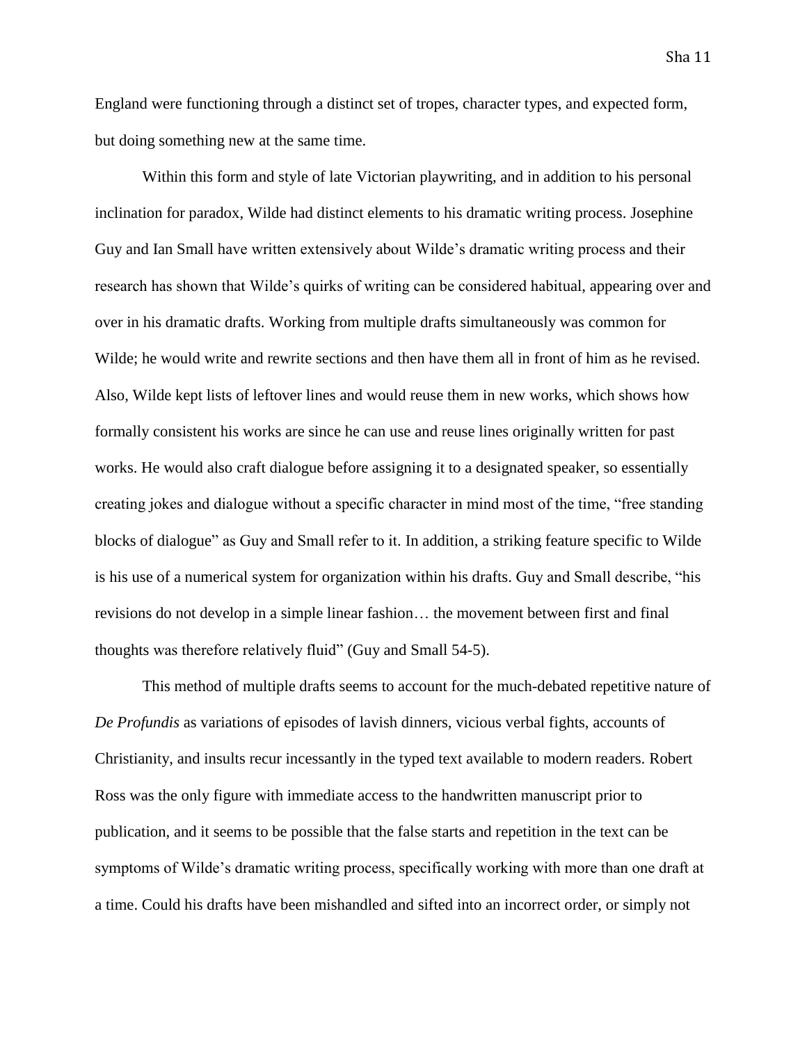England were functioning through a distinct set of tropes, character types, and expected form, but doing something new at the same time.

Within this form and style of late Victorian playwriting, and in addition to his personal inclination for paradox, Wilde had distinct elements to his dramatic writing process. Josephine Guy and Ian Small have written extensively about Wilde's dramatic writing process and their research has shown that Wilde's quirks of writing can be considered habitual, appearing over and over in his dramatic drafts. Working from multiple drafts simultaneously was common for Wilde; he would write and rewrite sections and then have them all in front of him as he revised. Also, Wilde kept lists of leftover lines and would reuse them in new works, which shows how formally consistent his works are since he can use and reuse lines originally written for past works. He would also craft dialogue before assigning it to a designated speaker, so essentially creating jokes and dialogue without a specific character in mind most of the time, "free standing blocks of dialogue" as Guy and Small refer to it. In addition, a striking feature specific to Wilde is his use of a numerical system for organization within his drafts. Guy and Small describe, "his revisions do not develop in a simple linear fashion… the movement between first and final thoughts was therefore relatively fluid" (Guy and Small 54-5).

This method of multiple drafts seems to account for the much-debated repetitive nature of *De Profundis* as variations of episodes of lavish dinners, vicious verbal fights, accounts of Christianity, and insults recur incessantly in the typed text available to modern readers. Robert Ross was the only figure with immediate access to the handwritten manuscript prior to publication, and it seems to be possible that the false starts and repetition in the text can be symptoms of Wilde's dramatic writing process, specifically working with more than one draft at a time. Could his drafts have been mishandled and sifted into an incorrect order, or simply not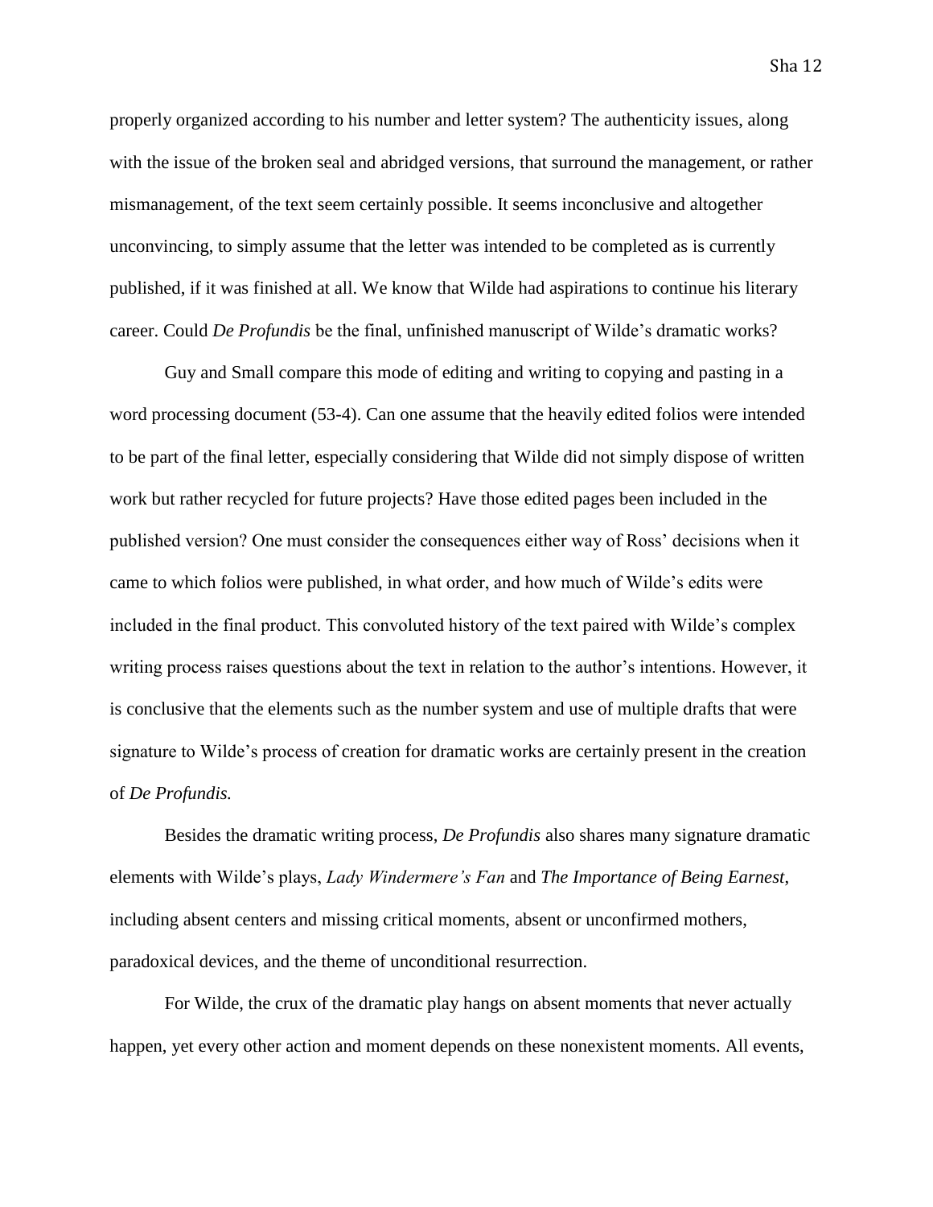properly organized according to his number and letter system? The authenticity issues, along with the issue of the broken seal and abridged versions, that surround the management, or rather mismanagement, of the text seem certainly possible. It seems inconclusive and altogether unconvincing, to simply assume that the letter was intended to be completed as is currently published, if it was finished at all. We know that Wilde had aspirations to continue his literary career. Could *De Profundis* be the final, unfinished manuscript of Wilde's dramatic works?

Guy and Small compare this mode of editing and writing to copying and pasting in a word processing document (53-4). Can one assume that the heavily edited folios were intended to be part of the final letter, especially considering that Wilde did not simply dispose of written work but rather recycled for future projects? Have those edited pages been included in the published version? One must consider the consequences either way of Ross' decisions when it came to which folios were published, in what order, and how much of Wilde's edits were included in the final product. This convoluted history of the text paired with Wilde's complex writing process raises questions about the text in relation to the author's intentions. However, it is conclusive that the elements such as the number system and use of multiple drafts that were signature to Wilde's process of creation for dramatic works are certainly present in the creation of *De Profundis.*

Besides the dramatic writing process, *De Profundis* also shares many signature dramatic elements with Wilde's plays, *Lady Windermere's Fan* and *The Importance of Being Earnest*, including absent centers and missing critical moments, absent or unconfirmed mothers, paradoxical devices, and the theme of unconditional resurrection.

For Wilde, the crux of the dramatic play hangs on absent moments that never actually happen, yet every other action and moment depends on these nonexistent moments. All events,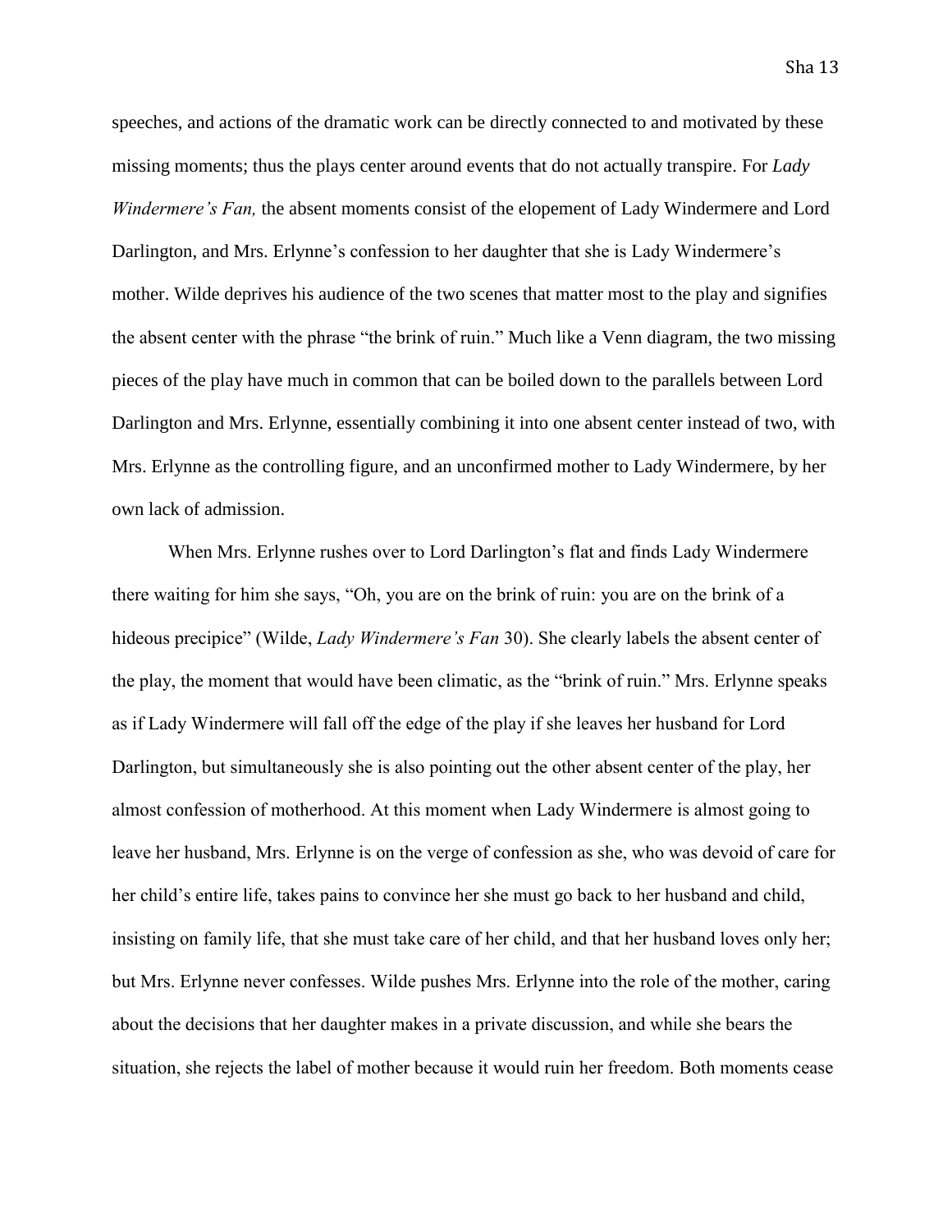speeches, and actions of the dramatic work can be directly connected to and motivated by these missing moments; thus the plays center around events that do not actually transpire. For *Lady Windermere's Fan,* the absent moments consist of the elopement of Lady Windermere and Lord Darlington, and Mrs. Erlynne's confession to her daughter that she is Lady Windermere's mother. Wilde deprives his audience of the two scenes that matter most to the play and signifies the absent center with the phrase "the brink of ruin." Much like a Venn diagram, the two missing pieces of the play have much in common that can be boiled down to the parallels between Lord Darlington and Mrs. Erlynne, essentially combining it into one absent center instead of two, with Mrs. Erlynne as the controlling figure, and an unconfirmed mother to Lady Windermere, by her own lack of admission.

When Mrs. Erlynne rushes over to Lord Darlington's flat and finds Lady Windermere there waiting for him she says, "Oh, you are on the brink of ruin: you are on the brink of a hideous precipice" (Wilde, *Lady Windermere's Fan* 30). She clearly labels the absent center of the play, the moment that would have been climatic, as the "brink of ruin." Mrs. Erlynne speaks as if Lady Windermere will fall off the edge of the play if she leaves her husband for Lord Darlington, but simultaneously she is also pointing out the other absent center of the play, her almost confession of motherhood. At this moment when Lady Windermere is almost going to leave her husband, Mrs. Erlynne is on the verge of confession as she, who was devoid of care for her child's entire life, takes pains to convince her she must go back to her husband and child, insisting on family life, that she must take care of her child, and that her husband loves only her; but Mrs. Erlynne never confesses. Wilde pushes Mrs. Erlynne into the role of the mother, caring about the decisions that her daughter makes in a private discussion, and while she bears the situation, she rejects the label of mother because it would ruin her freedom. Both moments cease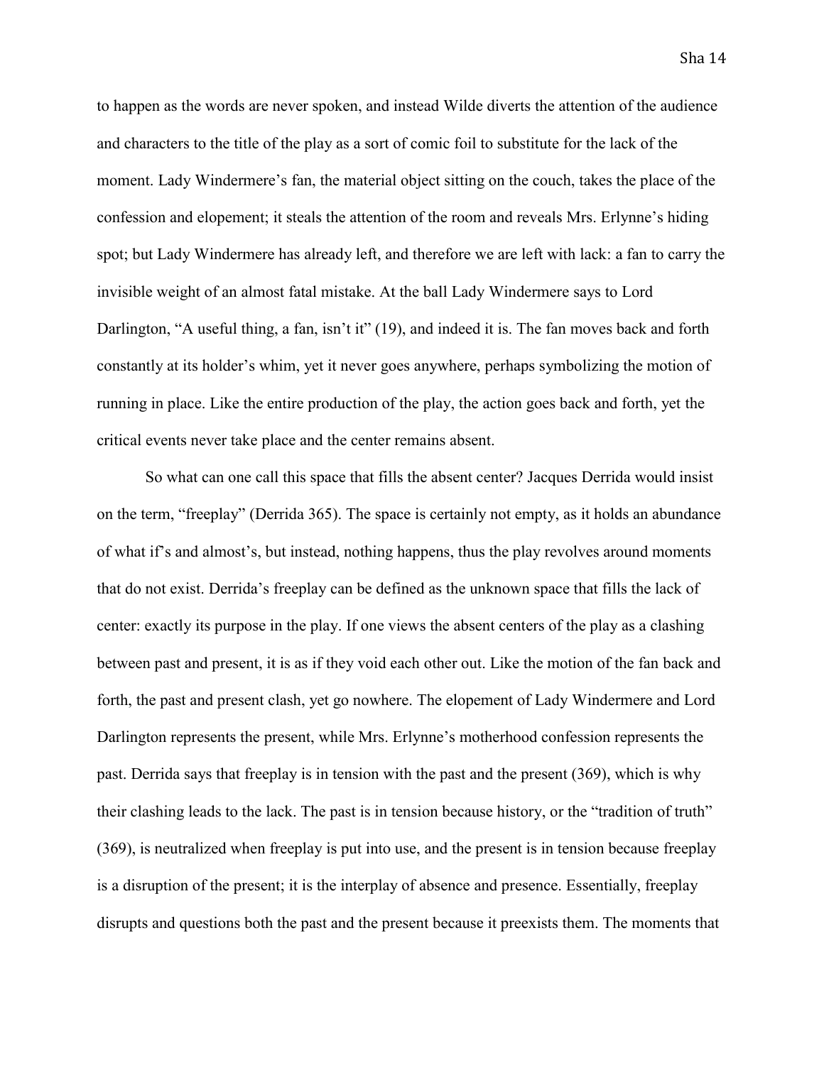to happen as the words are never spoken, and instead Wilde diverts the attention of the audience and characters to the title of the play as a sort of comic foil to substitute for the lack of the moment. Lady Windermere's fan, the material object sitting on the couch, takes the place of the confession and elopement; it steals the attention of the room and reveals Mrs. Erlynne's hiding spot; but Lady Windermere has already left, and therefore we are left with lack: a fan to carry the invisible weight of an almost fatal mistake. At the ball Lady Windermere says to Lord Darlington, "A useful thing, a fan, isn't it" (19), and indeed it is. The fan moves back and forth constantly at its holder's whim, yet it never goes anywhere, perhaps symbolizing the motion of running in place. Like the entire production of the play, the action goes back and forth, yet the critical events never take place and the center remains absent.

So what can one call this space that fills the absent center? Jacques Derrida would insist on the term, "freeplay" (Derrida 365). The space is certainly not empty, as it holds an abundance of what if's and almost's, but instead, nothing happens, thus the play revolves around moments that do not exist. Derrida's freeplay can be defined as the unknown space that fills the lack of center: exactly its purpose in the play. If one views the absent centers of the play as a clashing between past and present, it is as if they void each other out. Like the motion of the fan back and forth, the past and present clash, yet go nowhere. The elopement of Lady Windermere and Lord Darlington represents the present, while Mrs. Erlynne's motherhood confession represents the past. Derrida says that freeplay is in tension with the past and the present (369), which is why their clashing leads to the lack. The past is in tension because history, or the "tradition of truth" (369), is neutralized when freeplay is put into use, and the present is in tension because freeplay is a disruption of the present; it is the interplay of absence and presence. Essentially, freeplay disrupts and questions both the past and the present because it preexists them. The moments that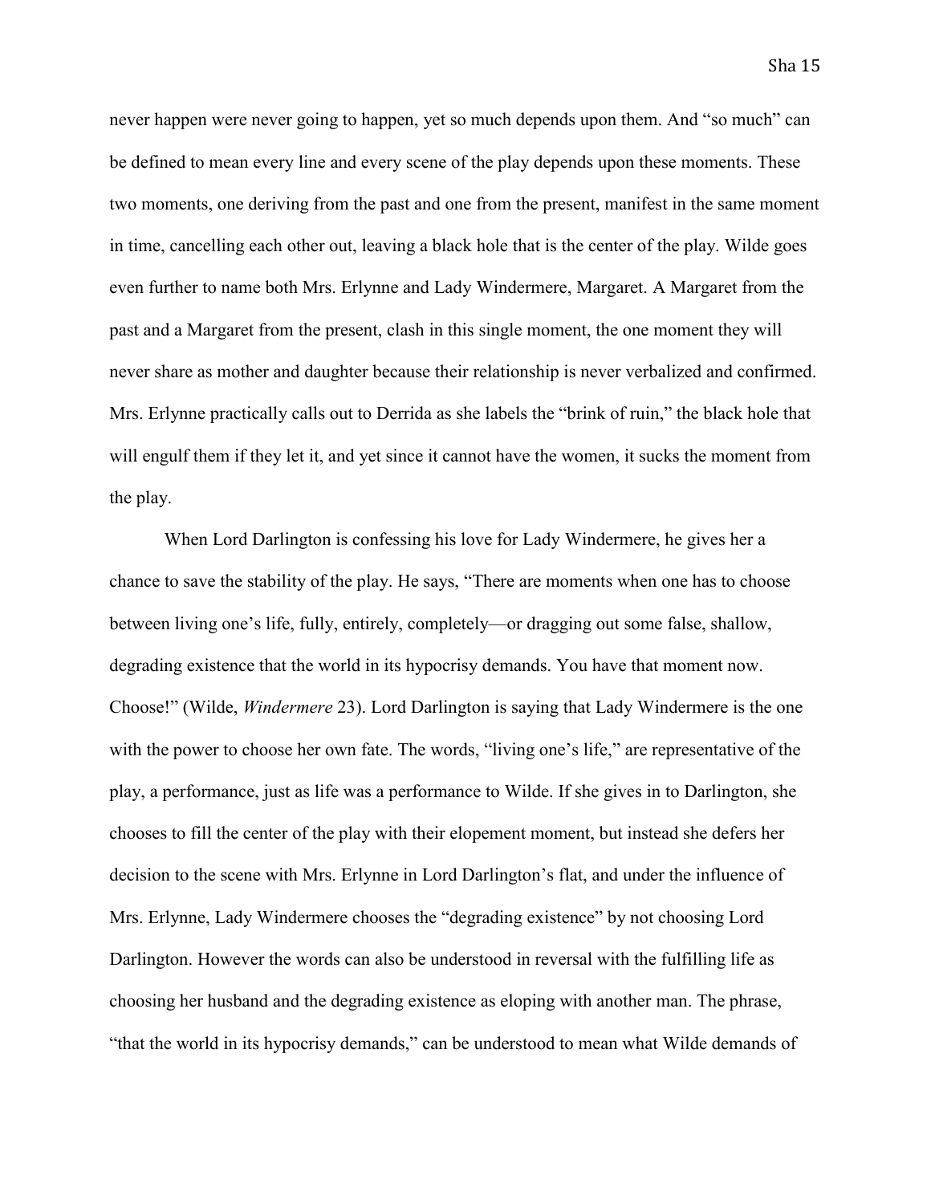never happen were never going to happen, yet so much depends upon them. And "so much" can be defined to mean every line and every scene of the play depends upon these moments. These two moments, one deriving from the past and one from the present, manifest in the same moment in time, cancelling each other out, leaving a black hole that is the center of the play. Wilde goes even further to name both Mrs. Erlynne and Lady Windermere, Margaret. A Margaret from the past and a Margaret from the present, clash in this single moment, the one moment they will never share as mother and daughter because their relationship is never verbalized and confirmed. Mrs. Erlynne practically calls out to Derrida as she labels the "brink of ruin," the black hole that will engulf them if they let it, and yet since it cannot have the women, it sucks the moment from the play.

When Lord Darlington is confessing his love for Lady Windermere, he gives her a chance to save the stability of the play. He says, "There are moments when one has to choose between living one's life, fully, entirely, completely—or dragging out some false, shallow, degrading existence that the world in its hypocrisy demands. You have that moment now. Choose!" (Wilde, *Windermere* 23). Lord Darlington is saying that Lady Windermere is the one with the power to choose her own fate. The words, "living one's life," are representative of the play, a performance, just as life was a performance to Wilde. If she gives in to Darlington, she chooses to fill the center of the play with their elopement moment, but instead she defers her decision to the scene with Mrs. Erlynne in Lord Darlington's flat, and under the influence of Mrs. Erlynne, Lady Windermere chooses the "degrading existence" by not choosing Lord Darlington. However the words can also be understood in reversal with the fulfilling life as choosing her husband and the degrading existence as eloping with another man. The phrase, "that the world in its hypocrisy demands," can be understood to mean what Wilde demands of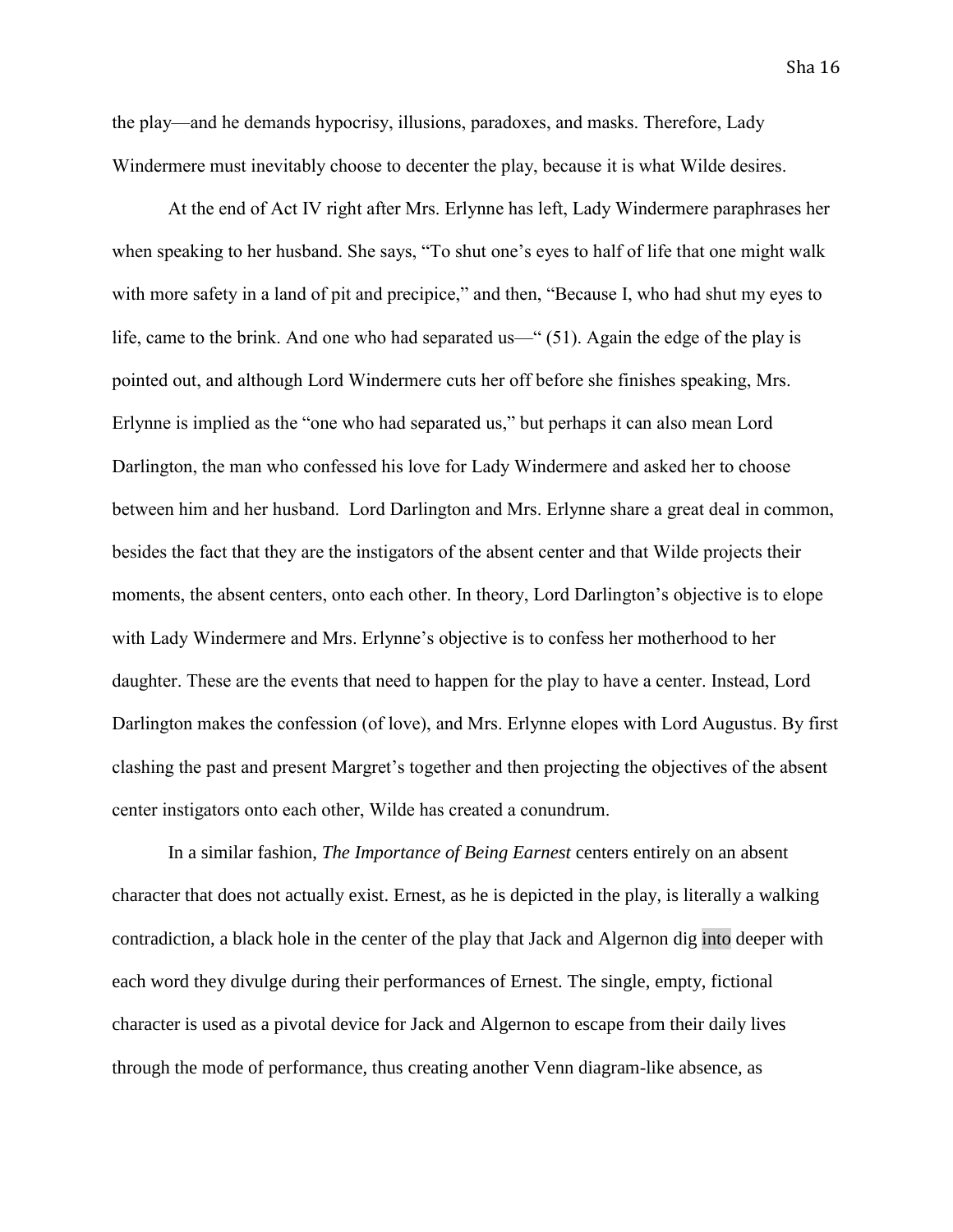the play—and he demands hypocrisy, illusions, paradoxes, and masks. Therefore, Lady Windermere must inevitably choose to decenter the play, because it is what Wilde desires.

At the end of Act IV right after Mrs. Erlynne has left, Lady Windermere paraphrases her when speaking to her husband. She says, "To shut one's eyes to half of life that one might walk with more safety in a land of pit and precipice," and then, "Because I, who had shut my eyes to life, came to the brink. And one who had separated us—" (51). Again the edge of the play is pointed out, and although Lord Windermere cuts her off before she finishes speaking, Mrs. Erlynne is implied as the "one who had separated us," but perhaps it can also mean Lord Darlington, the man who confessed his love for Lady Windermere and asked her to choose between him and her husband. Lord Darlington and Mrs. Erlynne share a great deal in common, besides the fact that they are the instigators of the absent center and that Wilde projects their moments, the absent centers, onto each other. In theory, Lord Darlington's objective is to elope with Lady Windermere and Mrs. Erlynne's objective is to confess her motherhood to her daughter. These are the events that need to happen for the play to have a center. Instead, Lord Darlington makes the confession (of love), and Mrs. Erlynne elopes with Lord Augustus. By first clashing the past and present Margret's together and then projecting the objectives of the absent center instigators onto each other, Wilde has created a conundrum.

In a similar fashion, *The Importance of Being Earnest* centers entirely on an absent character that does not actually exist. Ernest, as he is depicted in the play, is literally a walking contradiction, a black hole in the center of the play that Jack and Algernon dig into deeper with each word they divulge during their performances of Ernest. The single, empty, fictional character is used as a pivotal device for Jack and Algernon to escape from their daily lives through the mode of performance, thus creating another Venn diagram-like absence, as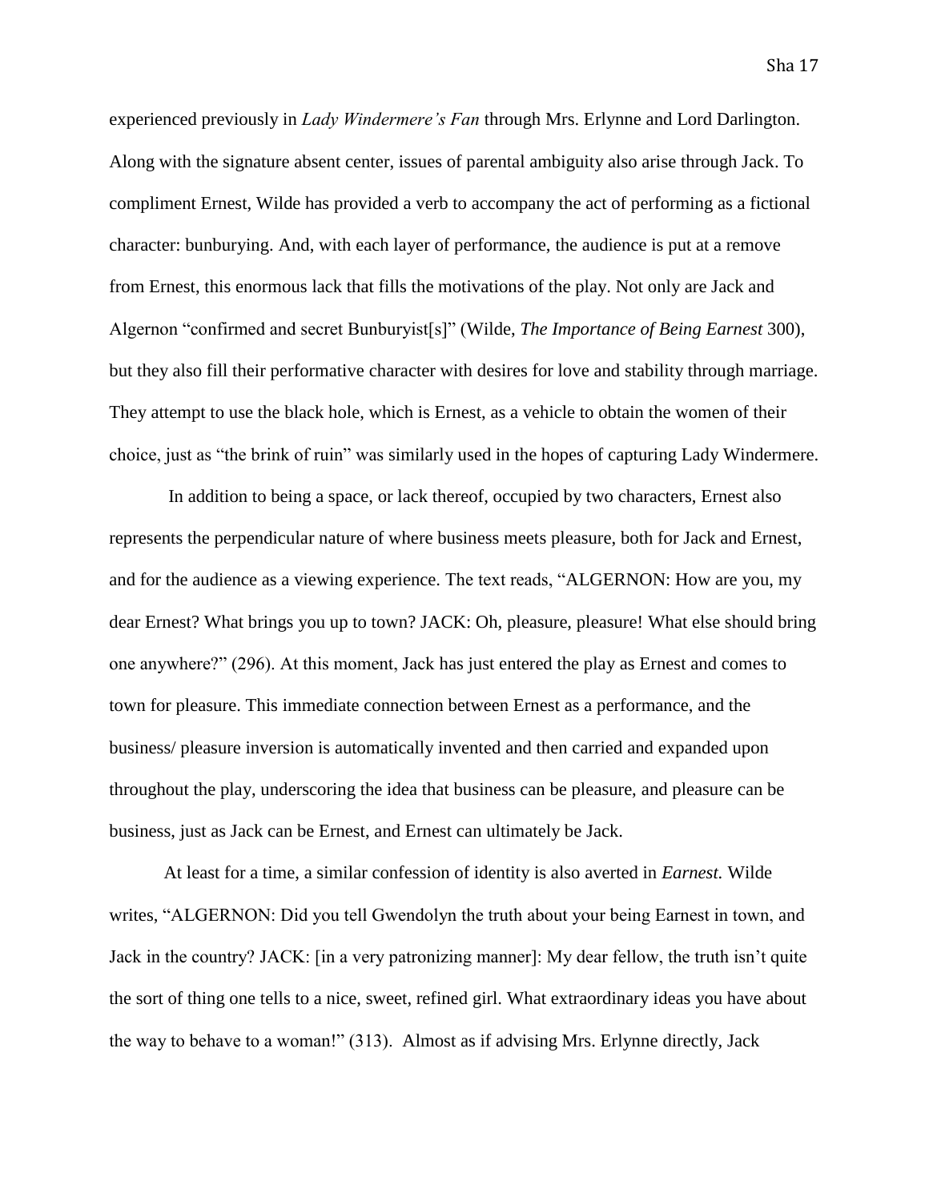experienced previously in *Lady Windermere's Fan* through Mrs. Erlynne and Lord Darlington. Along with the signature absent center, issues of parental ambiguity also arise through Jack. To compliment Ernest, Wilde has provided a verb to accompany the act of performing as a fictional character: bunburying. And, with each layer of performance, the audience is put at a remove from Ernest, this enormous lack that fills the motivations of the play. Not only are Jack and Algernon "confirmed and secret Bunburyist[s]" (Wilde, *The Importance of Being Earnest* 300), but they also fill their performative character with desires for love and stability through marriage. They attempt to use the black hole, which is Ernest, as a vehicle to obtain the women of their choice, just as "the brink of ruin" was similarly used in the hopes of capturing Lady Windermere.

In addition to being a space, or lack thereof, occupied by two characters, Ernest also represents the perpendicular nature of where business meets pleasure, both for Jack and Ernest, and for the audience as a viewing experience. The text reads, "ALGERNON: How are you, my dear Ernest? What brings you up to town? JACK: Oh, pleasure, pleasure! What else should bring one anywhere?" (296). At this moment, Jack has just entered the play as Ernest and comes to town for pleasure. This immediate connection between Ernest as a performance, and the business/ pleasure inversion is automatically invented and then carried and expanded upon throughout the play, underscoring the idea that business can be pleasure, and pleasure can be business, just as Jack can be Ernest, and Ernest can ultimately be Jack.

At least for a time, a similar confession of identity is also averted in *Earnest.* Wilde writes, "ALGERNON: Did you tell Gwendolyn the truth about your being Earnest in town, and Jack in the country? JACK: [in a very patronizing manner]: My dear fellow, the truth isn't quite the sort of thing one tells to a nice, sweet, refined girl. What extraordinary ideas you have about the way to behave to a woman!" (313). Almost as if advising Mrs. Erlynne directly, Jack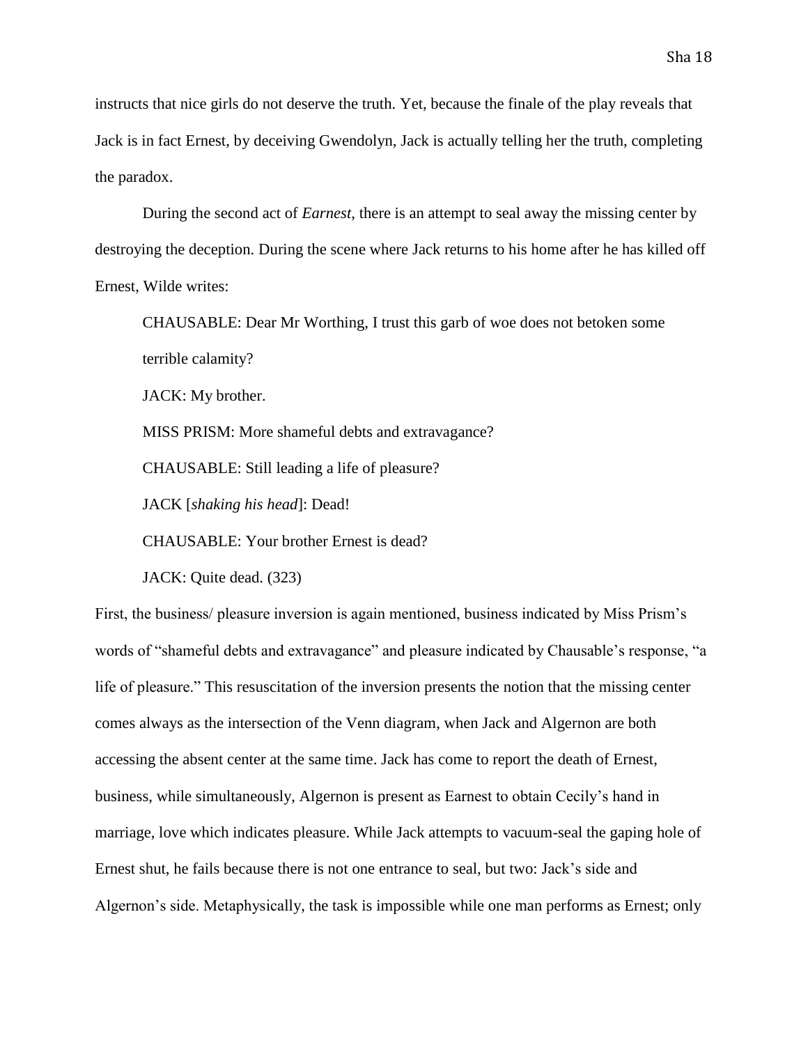instructs that nice girls do not deserve the truth. Yet, because the finale of the play reveals that Jack is in fact Ernest, by deceiving Gwendolyn, Jack is actually telling her the truth, completing the paradox.

During the second act of *Earnest,* there is an attempt to seal away the missing center by destroying the deception. During the scene where Jack returns to his home after he has killed off Ernest, Wilde writes:

> CHAUSABLE: Dear Mr Worthing, I trust this garb of woe does not betoken some terrible calamity?
>
> JACK: My brother.
>
> MISS PRISM: More shameful debts and extravagance?
>
> CHAUSABLE: Still leading a life of pleasure?
>
> JACK [*shaking his head*]: Dead!
>
> CHAUSABLE: Your brother Ernest is dead?
>
> JACK: Quite dead. (323)

First, the business/ pleasure inversion is again mentioned, business indicated by Miss Prism's words of "shameful debts and extravagance" and pleasure indicated by Chausable's response, "a life of pleasure." This resuscitation of the inversion presents the notion that the missing center comes always as the intersection of the Venn diagram, when Jack and Algernon are both accessing the absent center at the same time. Jack has come to report the death of Ernest, business, while simultaneously, Algernon is present as Earnest to obtain Cecily's hand in marriage, love which indicates pleasure. While Jack attempts to vacuum-seal the gaping hole of Ernest shut, he fails because there is not one entrance to seal, but two: Jack's side and Algernon's side. Metaphysically, the task is impossible while one man performs as Ernest; only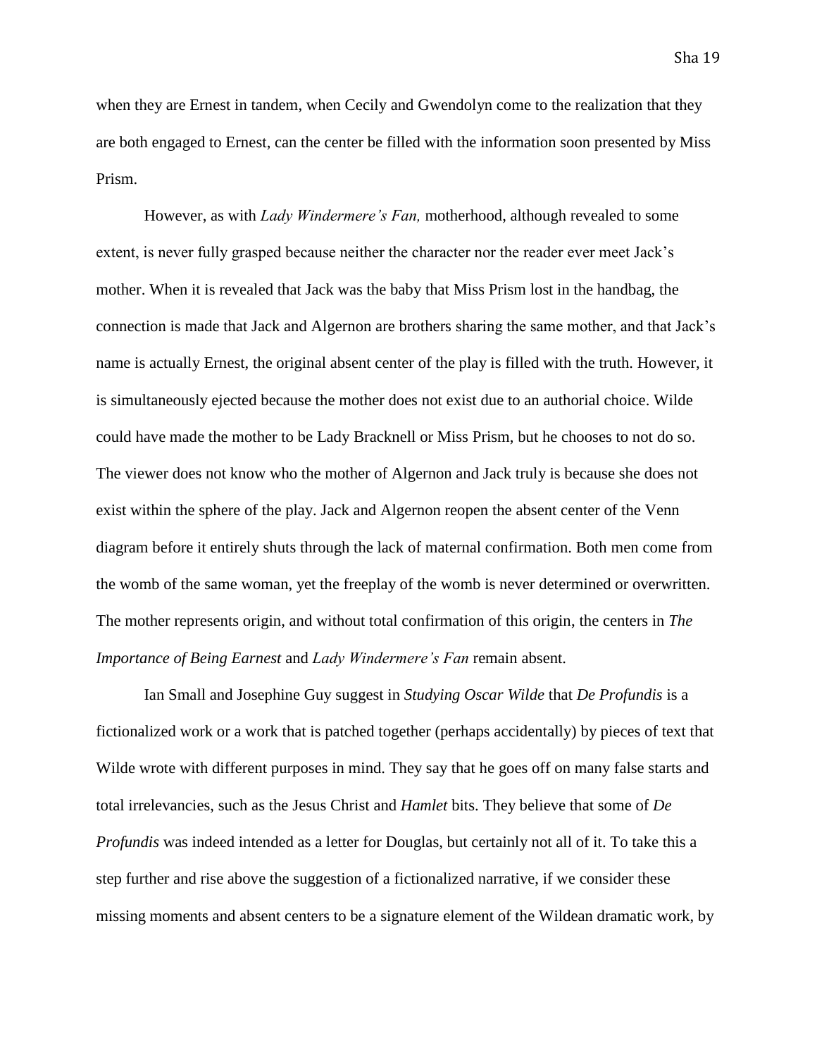when they are Ernest in tandem, when Cecily and Gwendolyn come to the realization that they are both engaged to Ernest, can the center be filled with the information soon presented by Miss Prism.

However, as with *Lady Windermere's Fan,* motherhood, although revealed to some extent, is never fully grasped because neither the character nor the reader ever meet Jack's mother. When it is revealed that Jack was the baby that Miss Prism lost in the handbag, the connection is made that Jack and Algernon are brothers sharing the same mother, and that Jack's name is actually Ernest, the original absent center of the play is filled with the truth. However, it is simultaneously ejected because the mother does not exist due to an authorial choice. Wilde could have made the mother to be Lady Bracknell or Miss Prism, but he chooses to not do so. The viewer does not know who the mother of Algernon and Jack truly is because she does not exist within the sphere of the play. Jack and Algernon reopen the absent center of the Venn diagram before it entirely shuts through the lack of maternal confirmation. Both men come from the womb of the same woman, yet the freeplay of the womb is never determined or overwritten. The mother represents origin, and without total confirmation of this origin, the centers in *The Importance of Being Earnest* and *Lady Windermere's Fan* remain absent.

Ian Small and Josephine Guy suggest in *Studying Oscar Wilde* that *De Profundis* is a fictionalized work or a work that is patched together (perhaps accidentally) by pieces of text that Wilde wrote with different purposes in mind. They say that he goes off on many false starts and total irrelevancies, such as the Jesus Christ and *Hamlet* bits. They believe that some of *De Profundis* was indeed intended as a letter for Douglas, but certainly not all of it. To take this a step further and rise above the suggestion of a fictionalized narrative, if we consider these missing moments and absent centers to be a signature element of the Wildean dramatic work, by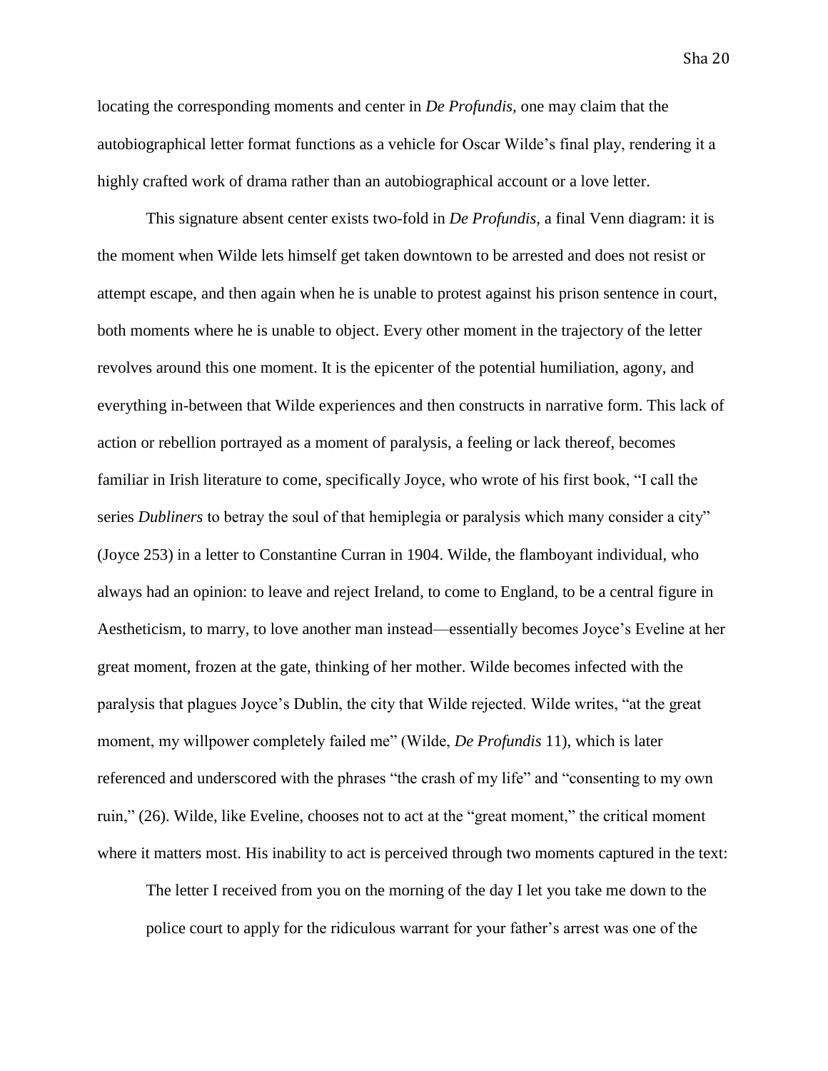locating the corresponding moments and center in *De Profundis,* one may claim that the autobiographical letter format functions as a vehicle for Oscar Wilde's final play, rendering it a highly crafted work of drama rather than an autobiographical account or a love letter.

This signature absent center exists two-fold in *De Profundis*, a final Venn diagram: it is the moment when Wilde lets himself get taken downtown to be arrested and does not resist or attempt escape, and then again when he is unable to protest against his prison sentence in court, both moments where he is unable to object. Every other moment in the trajectory of the letter revolves around this one moment. It is the epicenter of the potential humiliation, agony, and everything in-between that Wilde experiences and then constructs in narrative form. This lack of action or rebellion portrayed as a moment of paralysis, a feeling or lack thereof, becomes familiar in Irish literature to come, specifically Joyce, who wrote of his first book, "I call the series *Dubliners* to betray the soul of that hemiplegia or paralysis which many consider a city" (Joyce 253) in a letter to Constantine Curran in 1904. Wilde, the flamboyant individual, who always had an opinion: to leave and reject Ireland, to come to England, to be a central figure in Aestheticism, to marry, to love another man instead—essentially becomes Joyce's Eveline at her great moment, frozen at the gate, thinking of her mother. Wilde becomes infected with the paralysis that plagues Joyce's Dublin, the city that Wilde rejected. Wilde writes, "at the great moment, my willpower completely failed me" (Wilde, *De Profundis* 11), which is later referenced and underscored with the phrases "the crash of my life" and "consenting to my own ruin," (26). Wilde, like Eveline, chooses not to act at the "great moment," the critical moment where it matters most. His inability to act is perceived through two moments captured in the text:

> The letter I received from you on the morning of the day I let you take me down to the police court to apply for the ridiculous warrant for your father's arrest was one of the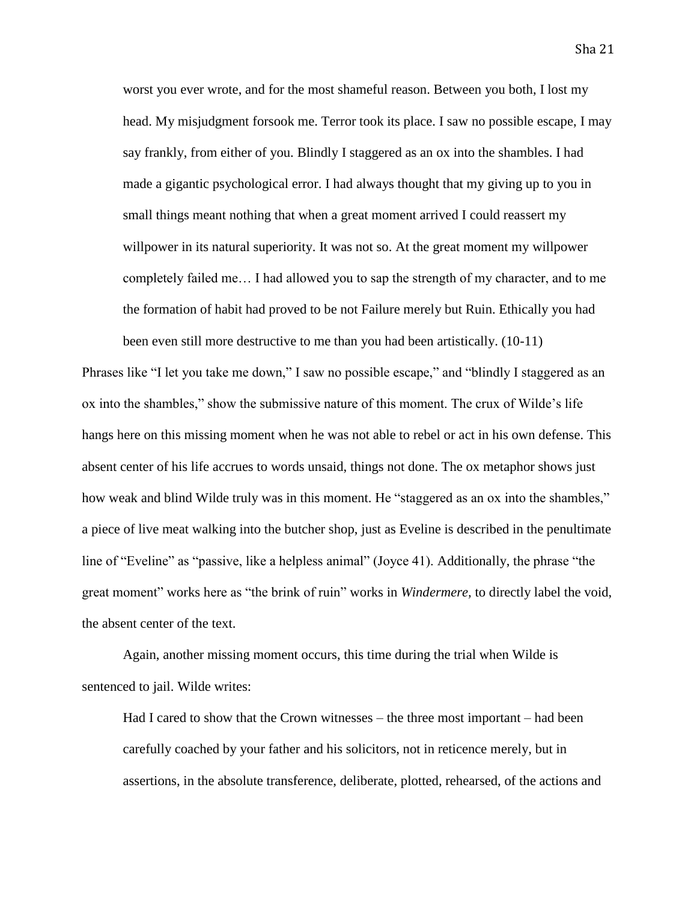> worst you ever wrote, and for the most shameful reason. Between you both, I lost my head. My misjudgment forsook me. Terror took its place. I saw no possible escape, I may say frankly, from either of you. Blindly I staggered as an ox into the shambles. I had made a gigantic psychological error. I had always thought that my giving up to you in small things meant nothing that when a great moment arrived I could reassert my willpower in its natural superiority. It was not so. At the great moment my willpower completely failed me… I had allowed you to sap the strength of my character, and to me the formation of habit had proved to be not Failure merely but Ruin. Ethically you had been even still more destructive to me than you had been artistically. (10-11)

Phrases like "I let you take me down," I saw no possible escape," and "blindly I staggered as an ox into the shambles," show the submissive nature of this moment. The crux of Wilde's life hangs here on this missing moment when he was not able to rebel or act in his own defense. This absent center of his life accrues to words unsaid, things not done. The ox metaphor shows just how weak and blind Wilde truly was in this moment. He "staggered as an ox into the shambles," a piece of live meat walking into the butcher shop, just as Eveline is described in the penultimate line of "Eveline" as "passive, like a helpless animal" (Joyce 41). Additionally, the phrase "the great moment" works here as "the brink of ruin" works in *Windermere,* to directly label the void, the absent center of the text.

Again, another missing moment occurs, this time during the trial when Wilde is sentenced to jail. Wilde writes:

> Had I cared to show that the Crown witnesses – the three most important – had been carefully coached by your father and his solicitors, not in reticence merely, but in assertions, in the absolute transference, deliberate, plotted, rehearsed, of the actions and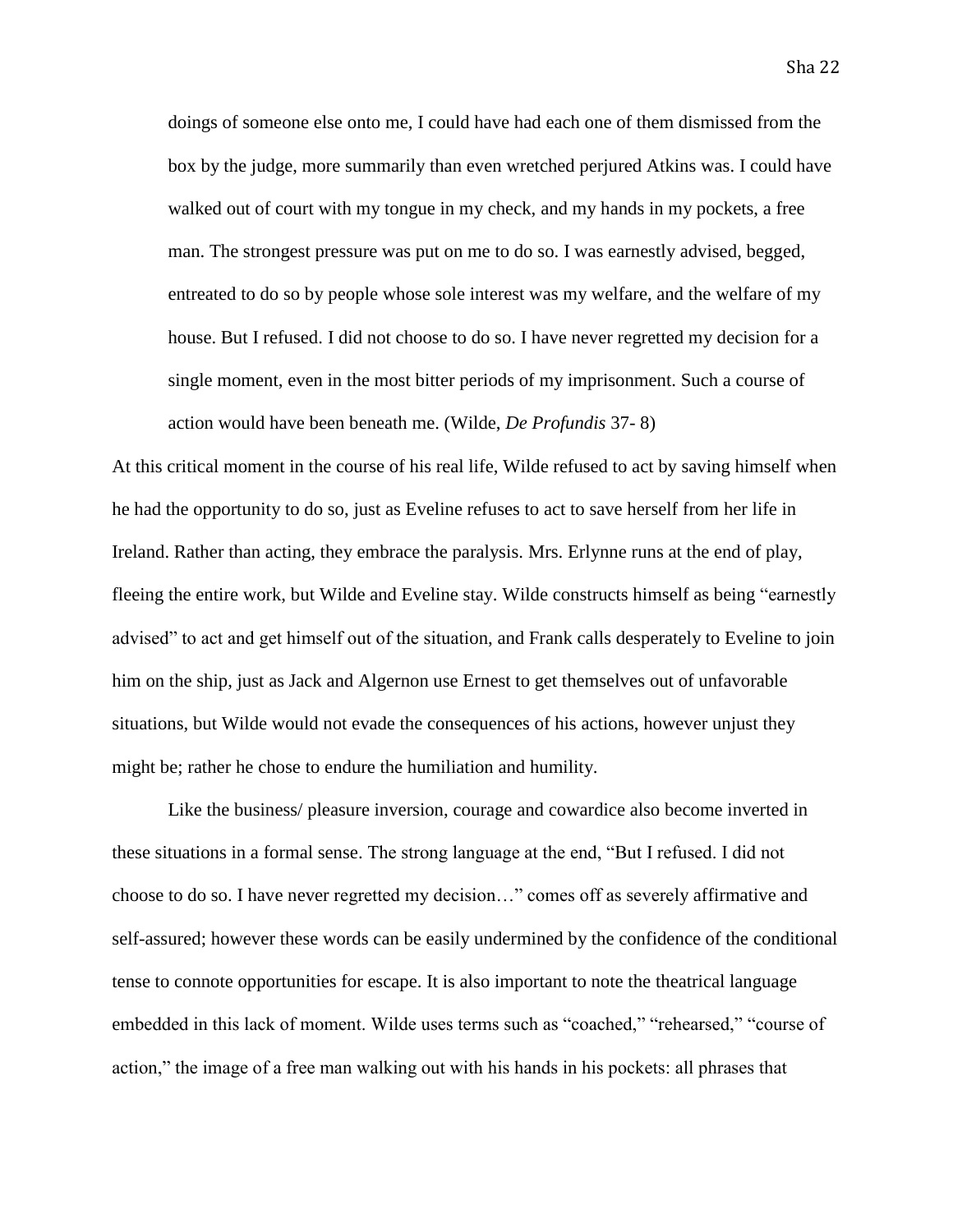> doings of someone else onto me, I could have had each one of them dismissed from the box by the judge, more summarily than even wretched perjured Atkins was. I could have walked out of court with my tongue in my check, and my hands in my pockets, a free man. The strongest pressure was put on me to do so. I was earnestly advised, begged, entreated to do so by people whose sole interest was my welfare, and the welfare of my house. But I refused. I did not choose to do so. I have never regretted my decision for a single moment, even in the most bitter periods of my imprisonment. Such a course of action would have been beneath me. (Wilde, *De Profundis* 37- 8)

At this critical moment in the course of his real life, Wilde refused to act by saving himself when he had the opportunity to do so, just as Eveline refuses to act to save herself from her life in Ireland. Rather than acting, they embrace the paralysis. Mrs. Erlynne runs at the end of play, fleeing the entire work, but Wilde and Eveline stay. Wilde constructs himself as being "earnestly advised" to act and get himself out of the situation, and Frank calls desperately to Eveline to join him on the ship, just as Jack and Algernon use Ernest to get themselves out of unfavorable situations, but Wilde would not evade the consequences of his actions, however unjust they might be; rather he chose to endure the humiliation and humility.

Like the business/ pleasure inversion, courage and cowardice also become inverted in these situations in a formal sense. The strong language at the end, "But I refused. I did not choose to do so. I have never regretted my decision…" comes off as severely affirmative and self-assured; however these words can be easily undermined by the confidence of the conditional tense to connote opportunities for escape. It is also important to note the theatrical language embedded in this lack of moment. Wilde uses terms such as "coached," "rehearsed," "course of action," the image of a free man walking out with his hands in his pockets: all phrases that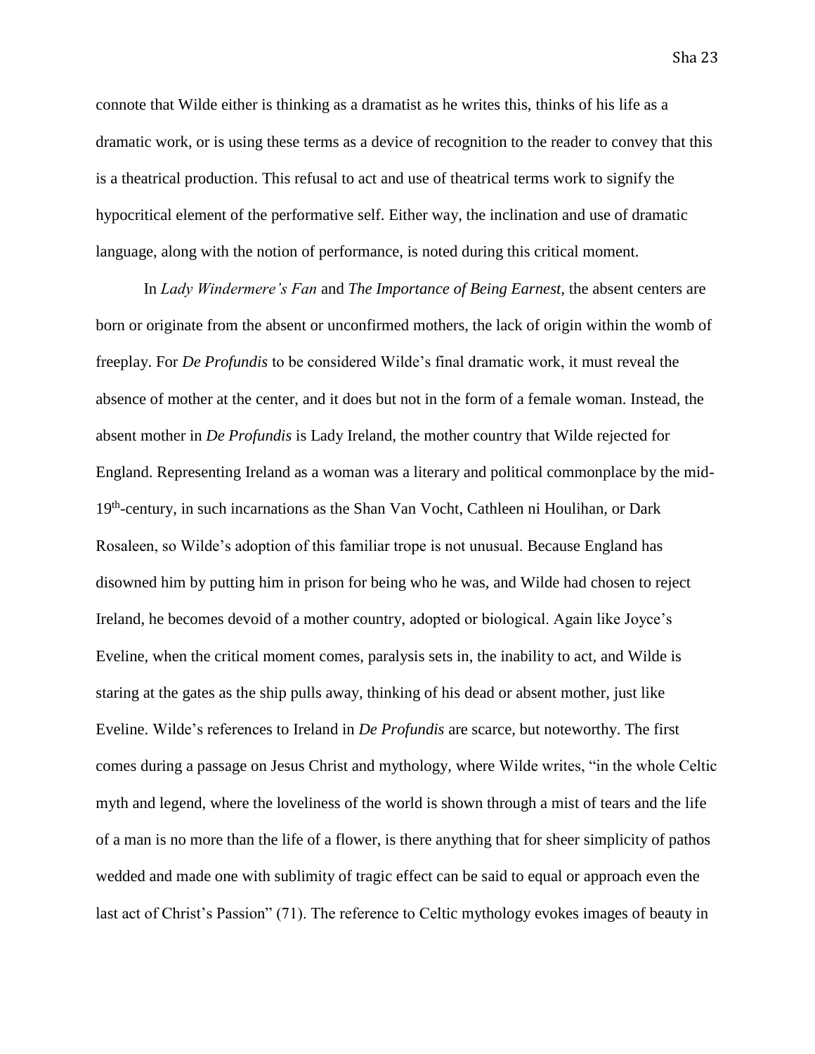connote that Wilde either is thinking as a dramatist as he writes this, thinks of his life as a dramatic work, or is using these terms as a device of recognition to the reader to convey that this is a theatrical production. This refusal to act and use of theatrical terms work to signify the hypocritical element of the performative self. Either way, the inclination and use of dramatic language, along with the notion of performance, is noted during this critical moment.

In *Lady Windermere's Fan* and *The Importance of Being Earnest*, the absent centers are born or originate from the absent or unconfirmed mothers, the lack of origin within the womb of freeplay. For *De Profundis* to be considered Wilde's final dramatic work, it must reveal the absence of mother at the center, and it does but not in the form of a female woman. Instead, the absent mother in *De Profundis* is Lady Ireland, the mother country that Wilde rejected for England. Representing Ireland as a woman was a literary and political commonplace by the mid-19th-century, in such incarnations as the Shan Van Vocht, Cathleen ni Houlihan, or Dark Rosaleen, so Wilde's adoption of this familiar trope is not unusual. Because England has disowned him by putting him in prison for being who he was, and Wilde had chosen to reject Ireland, he becomes devoid of a mother country, adopted or biological. Again like Joyce's Eveline, when the critical moment comes, paralysis sets in, the inability to act, and Wilde is staring at the gates as the ship pulls away, thinking of his dead or absent mother, just like Eveline. Wilde's references to Ireland in *De Profundis* are scarce, but noteworthy. The first comes during a passage on Jesus Christ and mythology, where Wilde writes, "in the whole Celtic myth and legend, where the loveliness of the world is shown through a mist of tears and the life of a man is no more than the life of a flower, is there anything that for sheer simplicity of pathos wedded and made one with sublimity of tragic effect can be said to equal or approach even the last act of Christ's Passion" (71). The reference to Celtic mythology evokes images of beauty in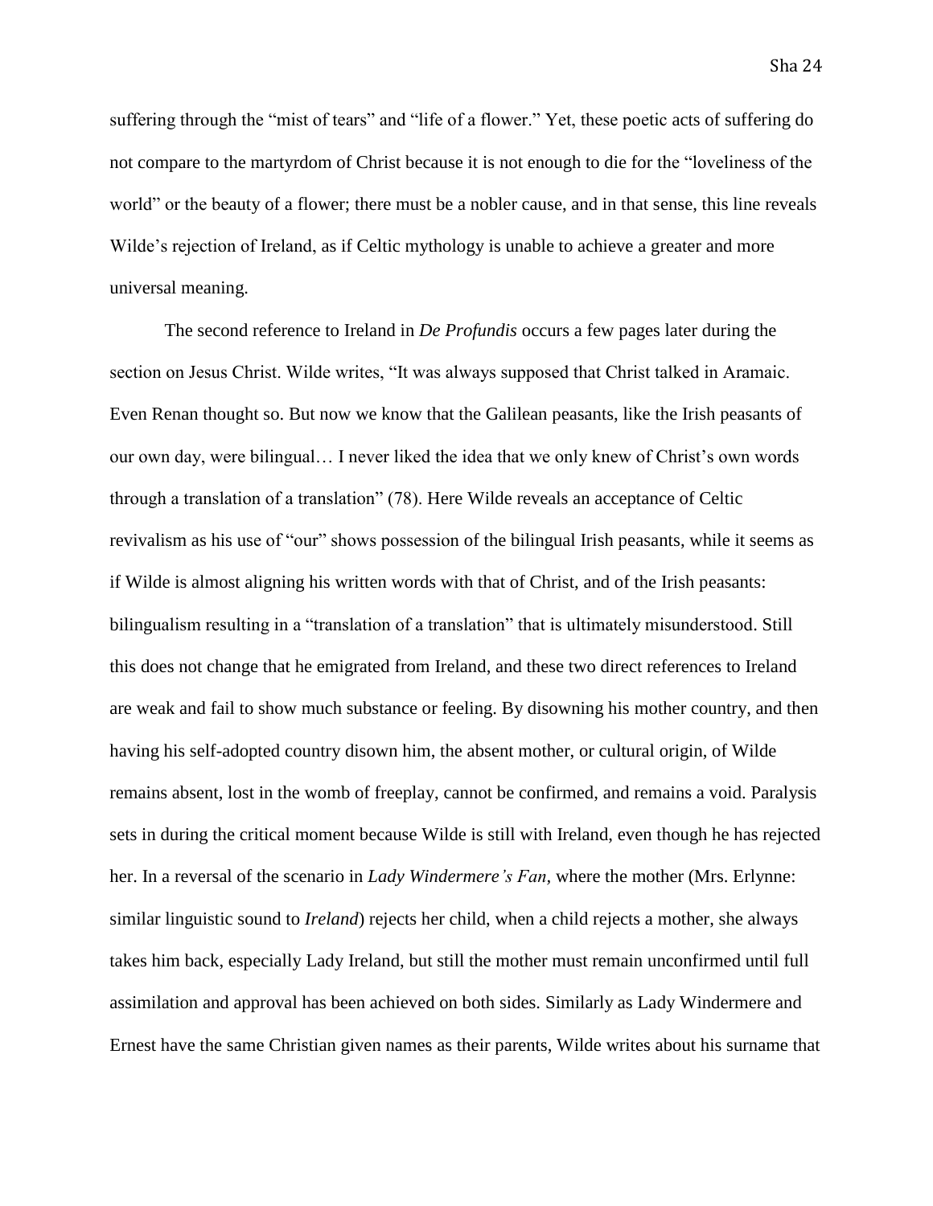suffering through the "mist of tears" and "life of a flower." Yet, these poetic acts of suffering do not compare to the martyrdom of Christ because it is not enough to die for the "loveliness of the world" or the beauty of a flower; there must be a nobler cause, and in that sense, this line reveals Wilde's rejection of Ireland, as if Celtic mythology is unable to achieve a greater and more universal meaning.

The second reference to Ireland in *De Profundis* occurs a few pages later during the section on Jesus Christ. Wilde writes, "It was always supposed that Christ talked in Aramaic. Even Renan thought so. But now we know that the Galilean peasants, like the Irish peasants of our own day, were bilingual… I never liked the idea that we only knew of Christ's own words through a translation of a translation" (78). Here Wilde reveals an acceptance of Celtic revivalism as his use of "our" shows possession of the bilingual Irish peasants, while it seems as if Wilde is almost aligning his written words with that of Christ, and of the Irish peasants: bilingualism resulting in a "translation of a translation" that is ultimately misunderstood. Still this does not change that he emigrated from Ireland, and these two direct references to Ireland are weak and fail to show much substance or feeling. By disowning his mother country, and then having his self-adopted country disown him, the absent mother, or cultural origin, of Wilde remains absent, lost in the womb of freeplay, cannot be confirmed, and remains a void. Paralysis sets in during the critical moment because Wilde is still with Ireland, even though he has rejected her. In a reversal of the scenario in *Lady Windermere's Fan*, where the mother (Mrs. Erlynne: similar linguistic sound to *Ireland*) rejects her child, when a child rejects a mother, she always takes him back, especially Lady Ireland, but still the mother must remain unconfirmed until full assimilation and approval has been achieved on both sides. Similarly as Lady Windermere and Ernest have the same Christian given names as their parents, Wilde writes about his surname that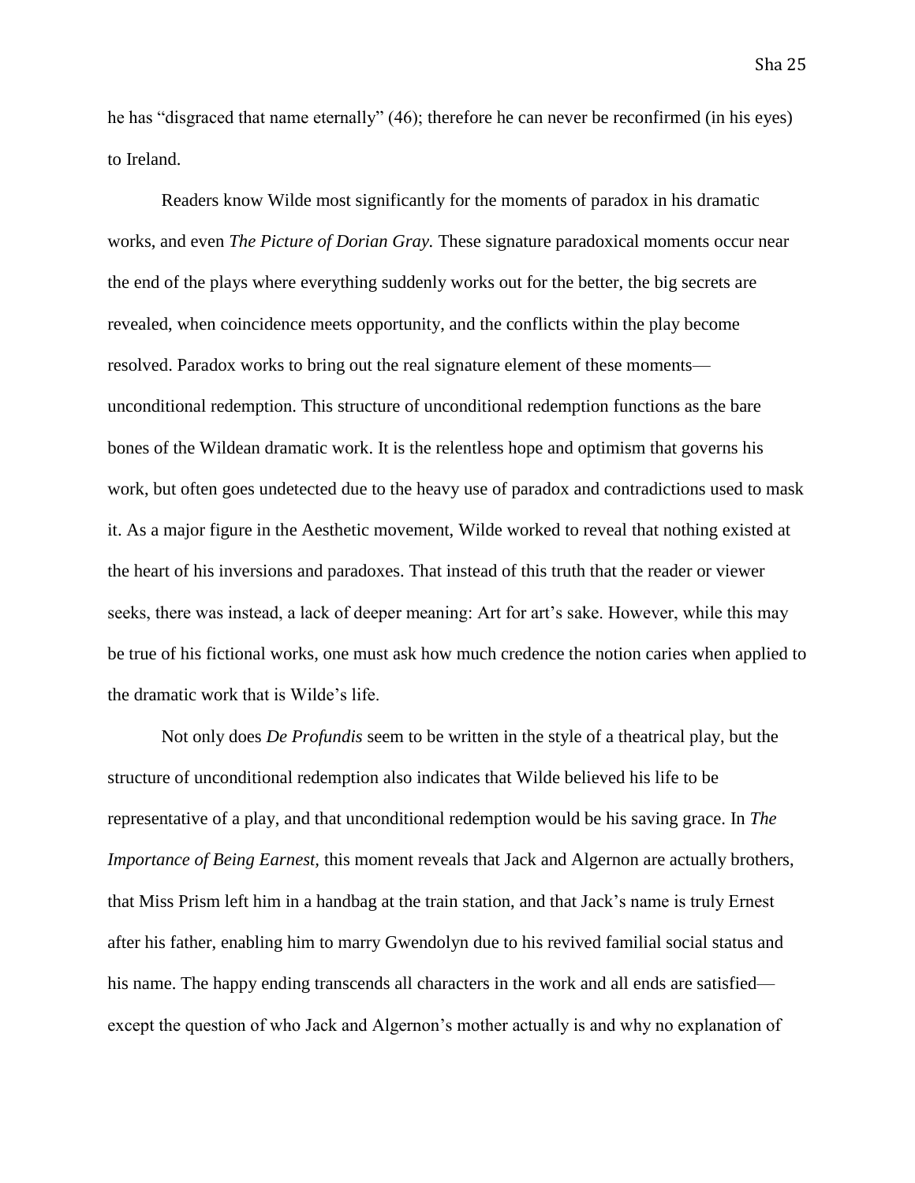he has "disgraced that name eternally" (46); therefore he can never be reconfirmed (in his eyes) to Ireland.

Readers know Wilde most significantly for the moments of paradox in his dramatic works, and even *The Picture of Dorian Gray.* These signature paradoxical moments occur near the end of the plays where everything suddenly works out for the better, the big secrets are revealed, when coincidence meets opportunity, and the conflicts within the play become resolved. Paradox works to bring out the real signature element of these moments—unconditional redemption. This structure of unconditional redemption functions as the bare bones of the Wildean dramatic work. It is the relentless hope and optimism that governs his work, but often goes undetected due to the heavy use of paradox and contradictions used to mask it. As a major figure in the Aesthetic movement, Wilde worked to reveal that nothing existed at the heart of his inversions and paradoxes. That instead of this truth that the reader or viewer seeks, there was instead, a lack of deeper meaning: Art for art's sake. However, while this may be true of his fictional works, one must ask how much credence the notion caries when applied to the dramatic work that is Wilde's life.

Not only does *De Profundis* seem to be written in the style of a theatrical play, but the structure of unconditional redemption also indicates that Wilde believed his life to be representative of a play, and that unconditional redemption would be his saving grace. In *The Importance of Being Earnest,* this moment reveals that Jack and Algernon are actually brothers, that Miss Prism left him in a handbag at the train station, and that Jack's name is truly Ernest after his father, enabling him to marry Gwendolyn due to his revived familial social status and his name. The happy ending transcends all characters in the work and all ends are satisfied—except the question of who Jack and Algernon's mother actually is and why no explanation of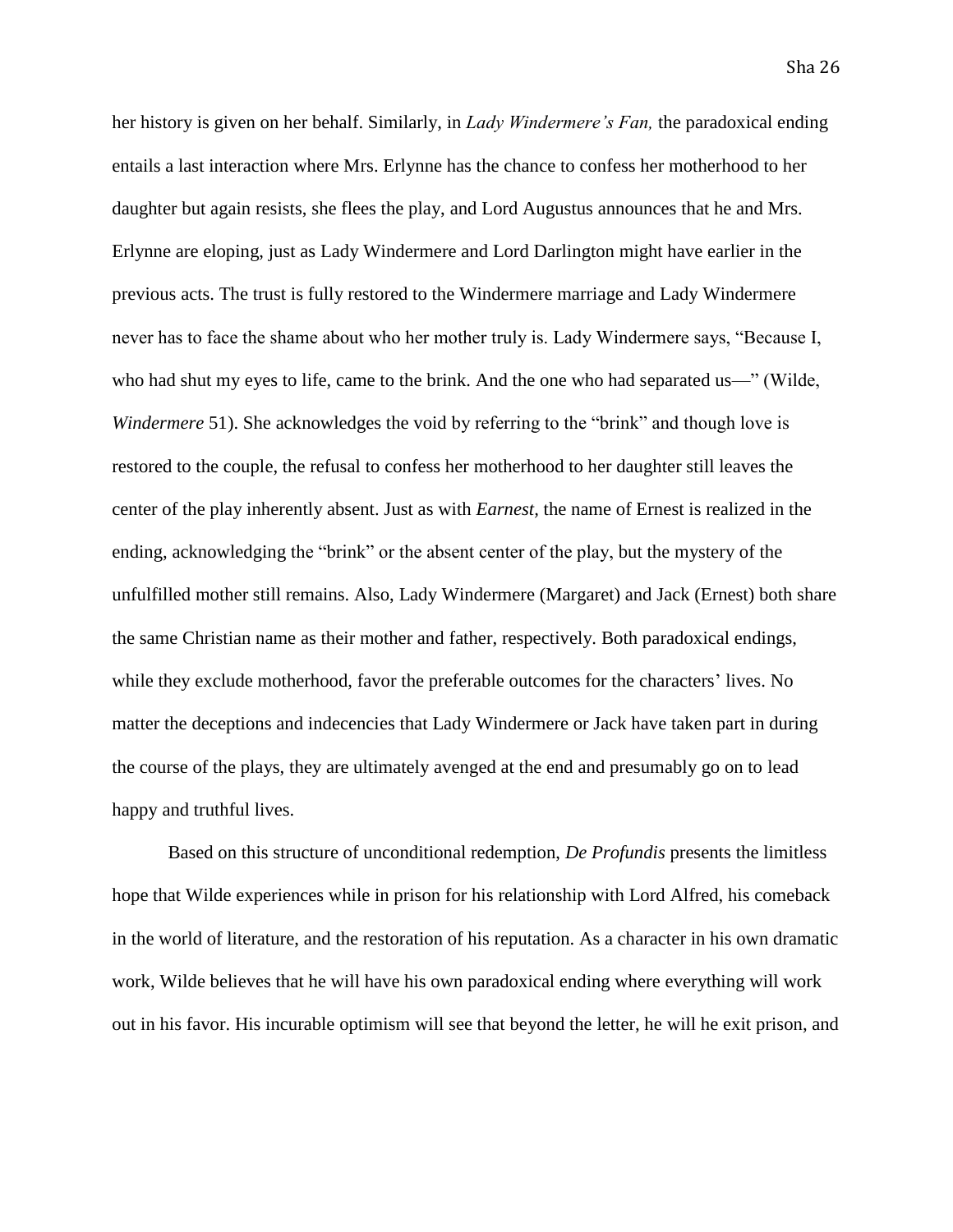her history is given on her behalf. Similarly, in *Lady Windermere's Fan,* the paradoxical ending entails a last interaction where Mrs. Erlynne has the chance to confess her motherhood to her daughter but again resists, she flees the play, and Lord Augustus announces that he and Mrs. Erlynne are eloping, just as Lady Windermere and Lord Darlington might have earlier in the previous acts. The trust is fully restored to the Windermere marriage and Lady Windermere never has to face the shame about who her mother truly is. Lady Windermere says, "Because I, who had shut my eyes to life, came to the brink. And the one who had separated us—" (Wilde, *Windermere* 51). She acknowledges the void by referring to the "brink" and though love is restored to the couple, the refusal to confess her motherhood to her daughter still leaves the center of the play inherently absent. Just as with *Earnest,* the name of Ernest is realized in the ending, acknowledging the "brink" or the absent center of the play, but the mystery of the unfulfilled mother still remains. Also, Lady Windermere (Margaret) and Jack (Ernest) both share the same Christian name as their mother and father, respectively. Both paradoxical endings, while they exclude motherhood, favor the preferable outcomes for the characters' lives. No matter the deceptions and indecencies that Lady Windermere or Jack have taken part in during the course of the plays, they are ultimately avenged at the end and presumably go on to lead happy and truthful lives.

Based on this structure of unconditional redemption, *De Profundis* presents the limitless hope that Wilde experiences while in prison for his relationship with Lord Alfred, his comeback in the world of literature, and the restoration of his reputation. As a character in his own dramatic work, Wilde believes that he will have his own paradoxical ending where everything will work out in his favor. His incurable optimism will see that beyond the letter, he will he exit prison, and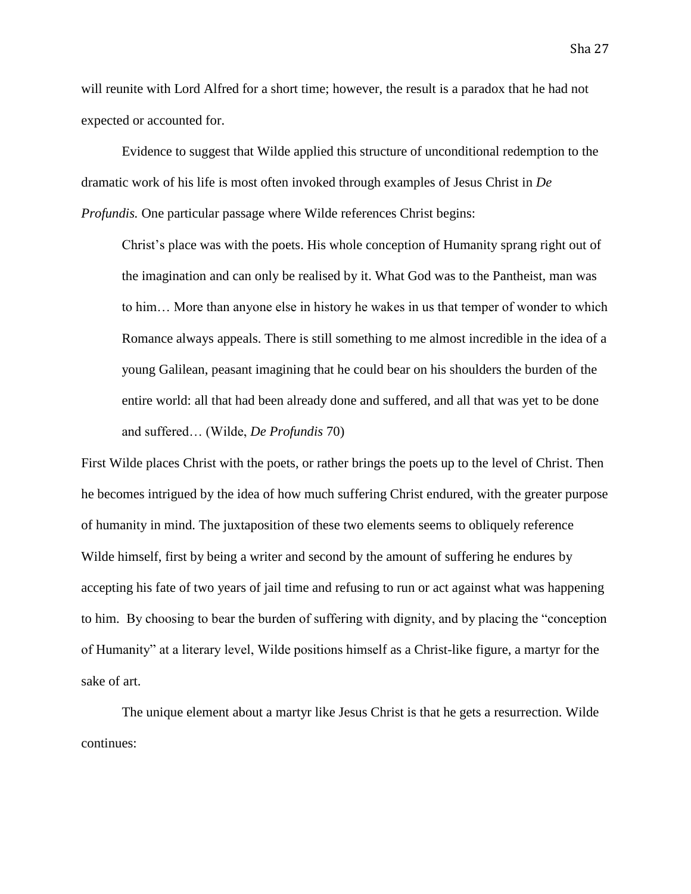will reunite with Lord Alfred for a short time; however, the result is a paradox that he had not expected or accounted for.

Evidence to suggest that Wilde applied this structure of unconditional redemption to the dramatic work of his life is most often invoked through examples of Jesus Christ in *De Profundis.* One particular passage where Wilde references Christ begins:

> Christ's place was with the poets. His whole conception of Humanity sprang right out of the imagination and can only be realised by it. What God was to the Pantheist, man was to him… More than anyone else in history he wakes in us that temper of wonder to which Romance always appeals. There is still something to me almost incredible in the idea of a young Galilean, peasant imagining that he could bear on his shoulders the burden of the entire world: all that had been already done and suffered, and all that was yet to be done and suffered… (Wilde, *De Profundis* 70)

First Wilde places Christ with the poets, or rather brings the poets up to the level of Christ. Then he becomes intrigued by the idea of how much suffering Christ endured, with the greater purpose of humanity in mind. The juxtaposition of these two elements seems to obliquely reference Wilde himself, first by being a writer and second by the amount of suffering he endures by accepting his fate of two years of jail time and refusing to run or act against what was happening to him. By choosing to bear the burden of suffering with dignity, and by placing the "conception of Humanity" at a literary level, Wilde positions himself as a Christ-like figure, a martyr for the sake of art.

The unique element about a martyr like Jesus Christ is that he gets a resurrection. Wilde continues: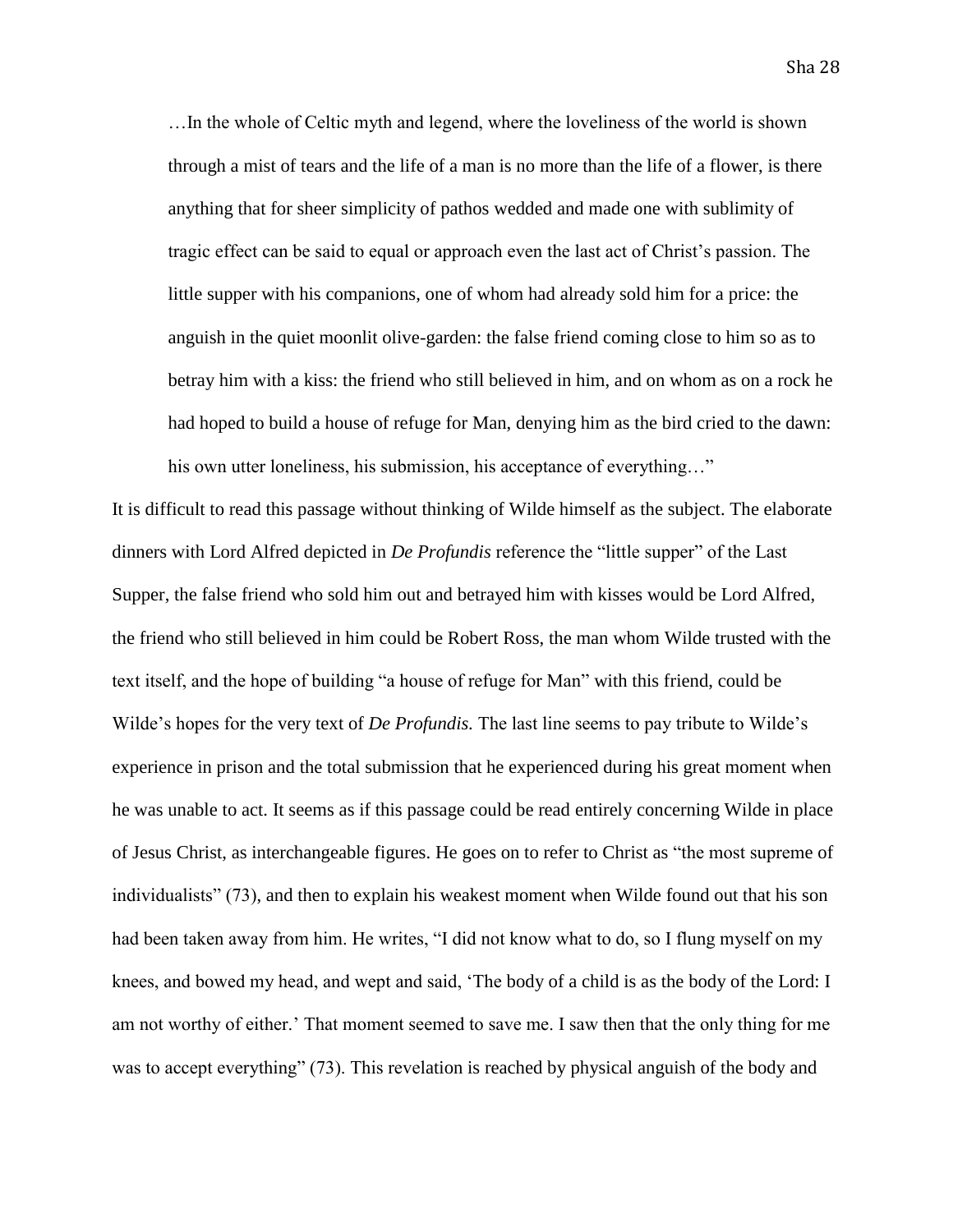> …In the whole of Celtic myth and legend, where the loveliness of the world is shown through a mist of tears and the life of a man is no more than the life of a flower, is there anything that for sheer simplicity of pathos wedded and made one with sublimity of tragic effect can be said to equal or approach even the last act of Christ's passion. The little supper with his companions, one of whom had already sold him for a price: the anguish in the quiet moonlit olive-garden: the false friend coming close to him so as to betray him with a kiss: the friend who still believed in him, and on whom as on a rock he had hoped to build a house of refuge for Man, denying him as the bird cried to the dawn: his own utter loneliness, his submission, his acceptance of everything…"

It is difficult to read this passage without thinking of Wilde himself as the subject. The elaborate dinners with Lord Alfred depicted in *De Profundis* reference the "little supper" of the Last Supper, the false friend who sold him out and betrayed him with kisses would be Lord Alfred, the friend who still believed in him could be Robert Ross, the man whom Wilde trusted with the text itself, and the hope of building "a house of refuge for Man" with this friend, could be Wilde's hopes for the very text of *De Profundis.* The last line seems to pay tribute to Wilde's experience in prison and the total submission that he experienced during his great moment when he was unable to act. It seems as if this passage could be read entirely concerning Wilde in place of Jesus Christ, as interchangeable figures. He goes on to refer to Christ as "the most supreme of individualists" (73), and then to explain his weakest moment when Wilde found out that his son had been taken away from him. He writes, "I did not know what to do, so I flung myself on my knees, and bowed my head, and wept and said, 'The body of a child is as the body of the Lord: I am not worthy of either.' That moment seemed to save me. I saw then that the only thing for me was to accept everything" (73). This revelation is reached by physical anguish of the body and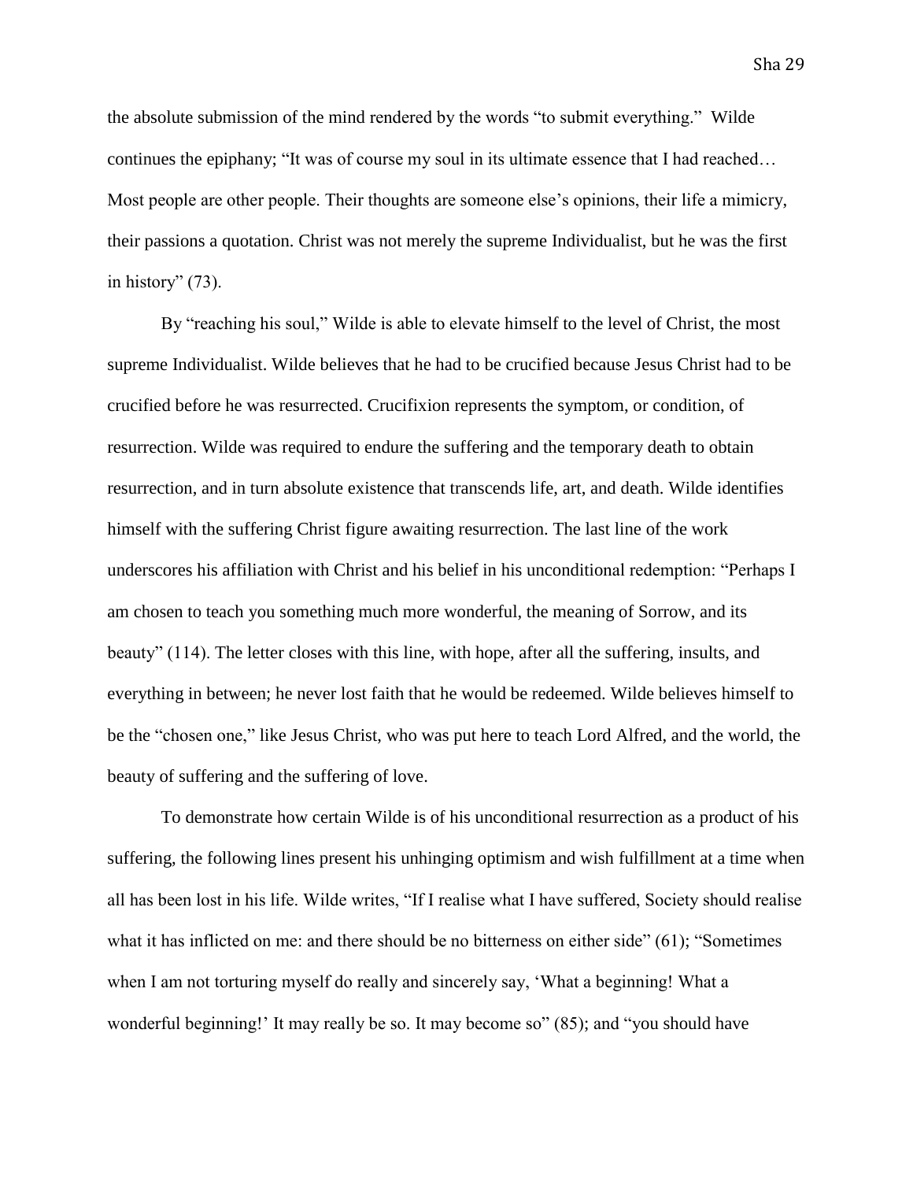the absolute submission of the mind rendered by the words "to submit everything." Wilde continues the epiphany; "It was of course my soul in its ultimate essence that I had reached… Most people are other people. Their thoughts are someone else's opinions, their life a mimicry, their passions a quotation. Christ was not merely the supreme Individualist, but he was the first in history" (73).

By "reaching his soul," Wilde is able to elevate himself to the level of Christ, the most supreme Individualist. Wilde believes that he had to be crucified because Jesus Christ had to be crucified before he was resurrected. Crucifixion represents the symptom, or condition, of resurrection. Wilde was required to endure the suffering and the temporary death to obtain resurrection, and in turn absolute existence that transcends life, art, and death. Wilde identifies himself with the suffering Christ figure awaiting resurrection. The last line of the work underscores his affiliation with Christ and his belief in his unconditional redemption: "Perhaps I am chosen to teach you something much more wonderful, the meaning of Sorrow, and its beauty" (114). The letter closes with this line, with hope, after all the suffering, insults, and everything in between; he never lost faith that he would be redeemed. Wilde believes himself to be the "chosen one," like Jesus Christ, who was put here to teach Lord Alfred, and the world, the beauty of suffering and the suffering of love.

To demonstrate how certain Wilde is of his unconditional resurrection as a product of his suffering, the following lines present his unhinging optimism and wish fulfillment at a time when all has been lost in his life. Wilde writes, "If I realise what I have suffered, Society should realise what it has inflicted on me: and there should be no bitterness on either side" (61); "Sometimes when I am not torturing myself do really and sincerely say, 'What a beginning! What a wonderful beginning!' It may really be so. It may become so" (85); and "you should have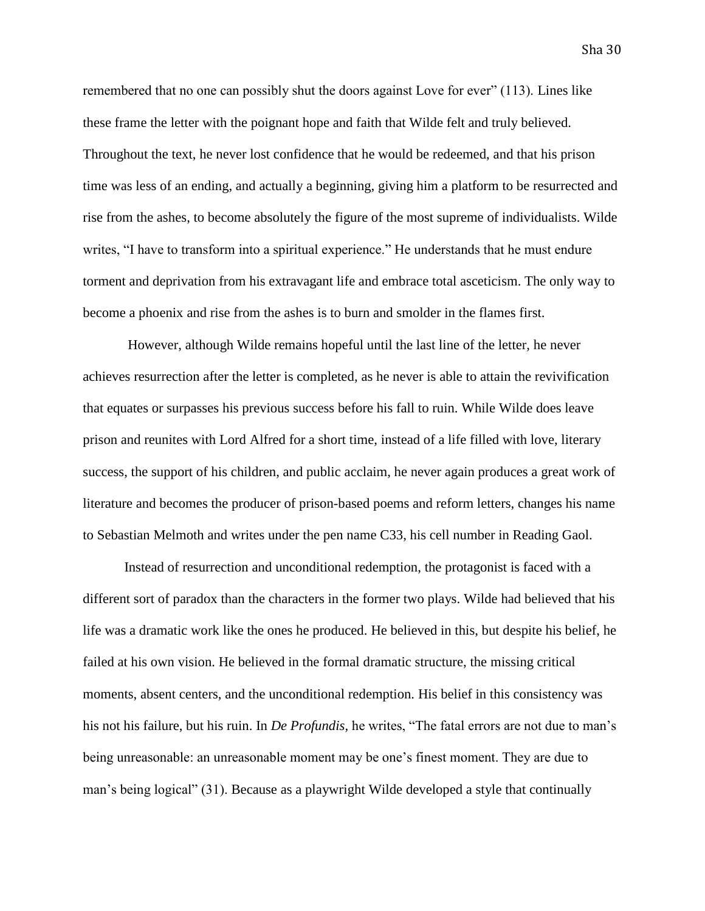remembered that no one can possibly shut the doors against Love for ever" (113). Lines like these frame the letter with the poignant hope and faith that Wilde felt and truly believed. Throughout the text, he never lost confidence that he would be redeemed, and that his prison time was less of an ending, and actually a beginning, giving him a platform to be resurrected and rise from the ashes, to become absolutely the figure of the most supreme of individualists. Wilde writes, "I have to transform into a spiritual experience." He understands that he must endure torment and deprivation from his extravagant life and embrace total asceticism. The only way to become a phoenix and rise from the ashes is to burn and smolder in the flames first.

However, although Wilde remains hopeful until the last line of the letter, he never achieves resurrection after the letter is completed, as he never is able to attain the revivification that equates or surpasses his previous success before his fall to ruin. While Wilde does leave prison and reunites with Lord Alfred for a short time, instead of a life filled with love, literary success, the support of his children, and public acclaim, he never again produces a great work of literature and becomes the producer of prison-based poems and reform letters, changes his name to Sebastian Melmoth and writes under the pen name C33, his cell number in Reading Gaol.

Instead of resurrection and unconditional redemption, the protagonist is faced with a different sort of paradox than the characters in the former two plays. Wilde had believed that his life was a dramatic work like the ones he produced. He believed in this, but despite his belief, he failed at his own vision. He believed in the formal dramatic structure, the missing critical moments, absent centers, and the unconditional redemption. His belief in this consistency was his not his failure, but his ruin. In *De Profundis*, he writes, "The fatal errors are not due to man's being unreasonable: an unreasonable moment may be one's finest moment. They are due to man's being logical" (31). Because as a playwright Wilde developed a style that continually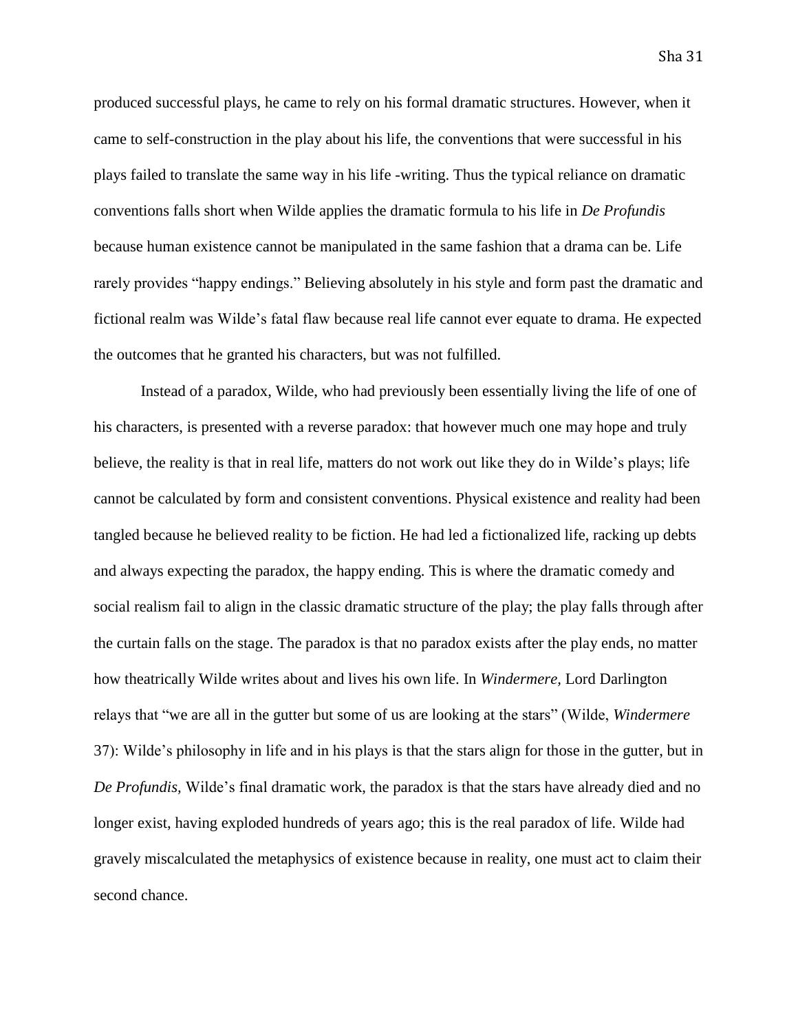produced successful plays, he came to rely on his formal dramatic structures. However, when it came to self-construction in the play about his life, the conventions that were successful in his plays failed to translate the same way in his life -writing. Thus the typical reliance on dramatic conventions falls short when Wilde applies the dramatic formula to his life in *De Profundis* because human existence cannot be manipulated in the same fashion that a drama can be. Life rarely provides "happy endings." Believing absolutely in his style and form past the dramatic and fictional realm was Wilde's fatal flaw because real life cannot ever equate to drama. He expected the outcomes that he granted his characters, but was not fulfilled.

Instead of a paradox, Wilde, who had previously been essentially living the life of one of his characters, is presented with a reverse paradox: that however much one may hope and truly believe, the reality is that in real life, matters do not work out like they do in Wilde's plays; life cannot be calculated by form and consistent conventions. Physical existence and reality had been tangled because he believed reality to be fiction. He had led a fictionalized life, racking up debts and always expecting the paradox, the happy ending. This is where the dramatic comedy and social realism fail to align in the classic dramatic structure of the play; the play falls through after the curtain falls on the stage. The paradox is that no paradox exists after the play ends, no matter how theatrically Wilde writes about and lives his own life. In *Windermere,* Lord Darlington relays that "we are all in the gutter but some of us are looking at the stars" (Wilde, *Windermere* 37): Wilde's philosophy in life and in his plays is that the stars align for those in the gutter, but in *De Profundis,* Wilde's final dramatic work, the paradox is that the stars have already died and no longer exist, having exploded hundreds of years ago; this is the real paradox of life. Wilde had gravely miscalculated the metaphysics of existence because in reality, one must act to claim their second chance.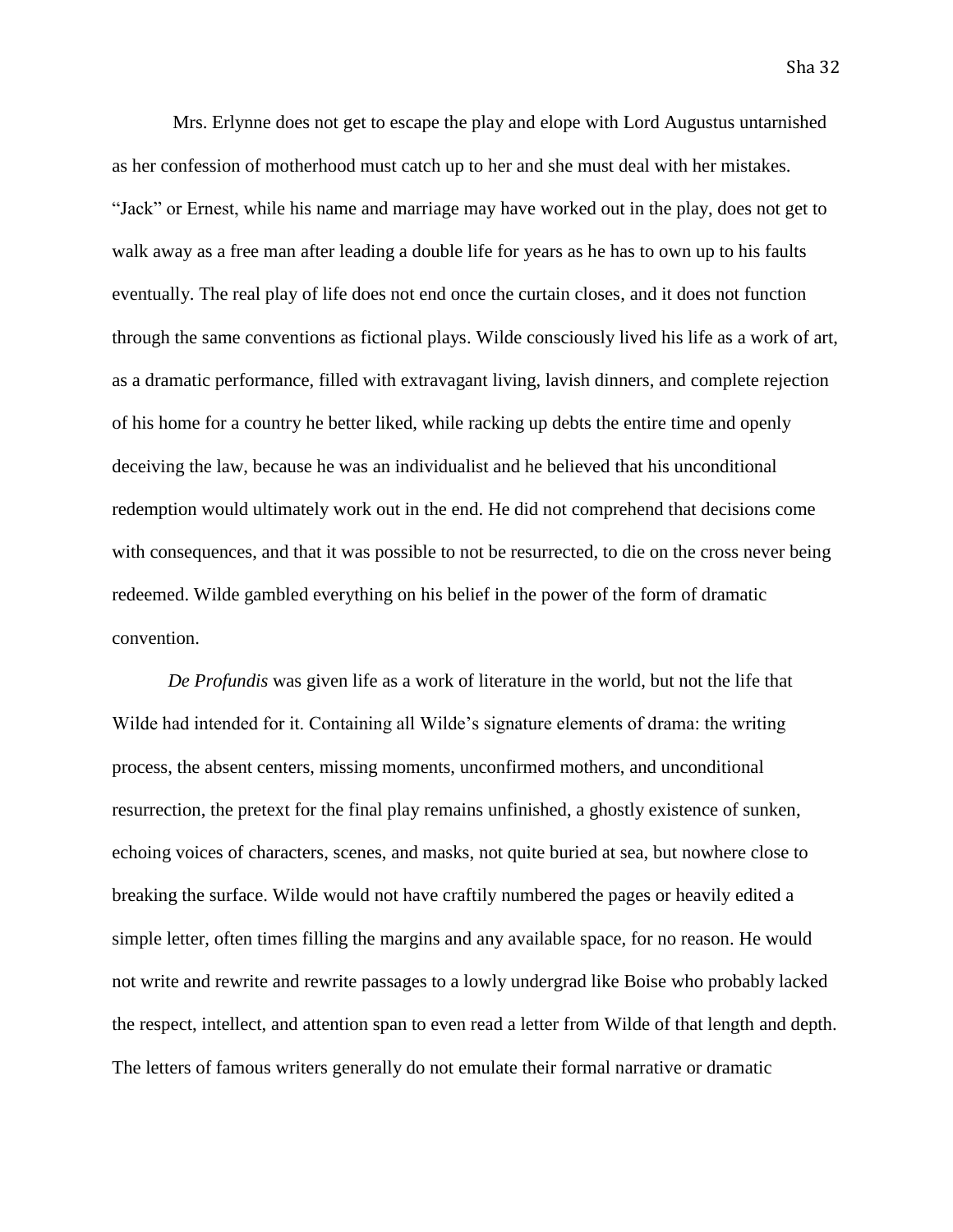Mrs. Erlynne does not get to escape the play and elope with Lord Augustus untarnished as her confession of motherhood must catch up to her and she must deal with her mistakes. "Jack" or Ernest, while his name and marriage may have worked out in the play, does not get to walk away as a free man after leading a double life for years as he has to own up to his faults eventually. The real play of life does not end once the curtain closes, and it does not function through the same conventions as fictional plays. Wilde consciously lived his life as a work of art, as a dramatic performance, filled with extravagant living, lavish dinners, and complete rejection of his home for a country he better liked, while racking up debts the entire time and openly deceiving the law, because he was an individualist and he believed that his unconditional redemption would ultimately work out in the end. He did not comprehend that decisions come with consequences, and that it was possible to not be resurrected, to die on the cross never being redeemed. Wilde gambled everything on his belief in the power of the form of dramatic convention.

*De Profundis* was given life as a work of literature in the world, but not the life that Wilde had intended for it. Containing all Wilde's signature elements of drama: the writing process, the absent centers, missing moments, unconfirmed mothers, and unconditional resurrection, the pretext for the final play remains unfinished, a ghostly existence of sunken, echoing voices of characters, scenes, and masks, not quite buried at sea, but nowhere close to breaking the surface. Wilde would not have craftily numbered the pages or heavily edited a simple letter, often times filling the margins and any available space, for no reason. He would not write and rewrite and rewrite passages to a lowly undergrad like Boise who probably lacked the respect, intellect, and attention span to even read a letter from Wilde of that length and depth. The letters of famous writers generally do not emulate their formal narrative or dramatic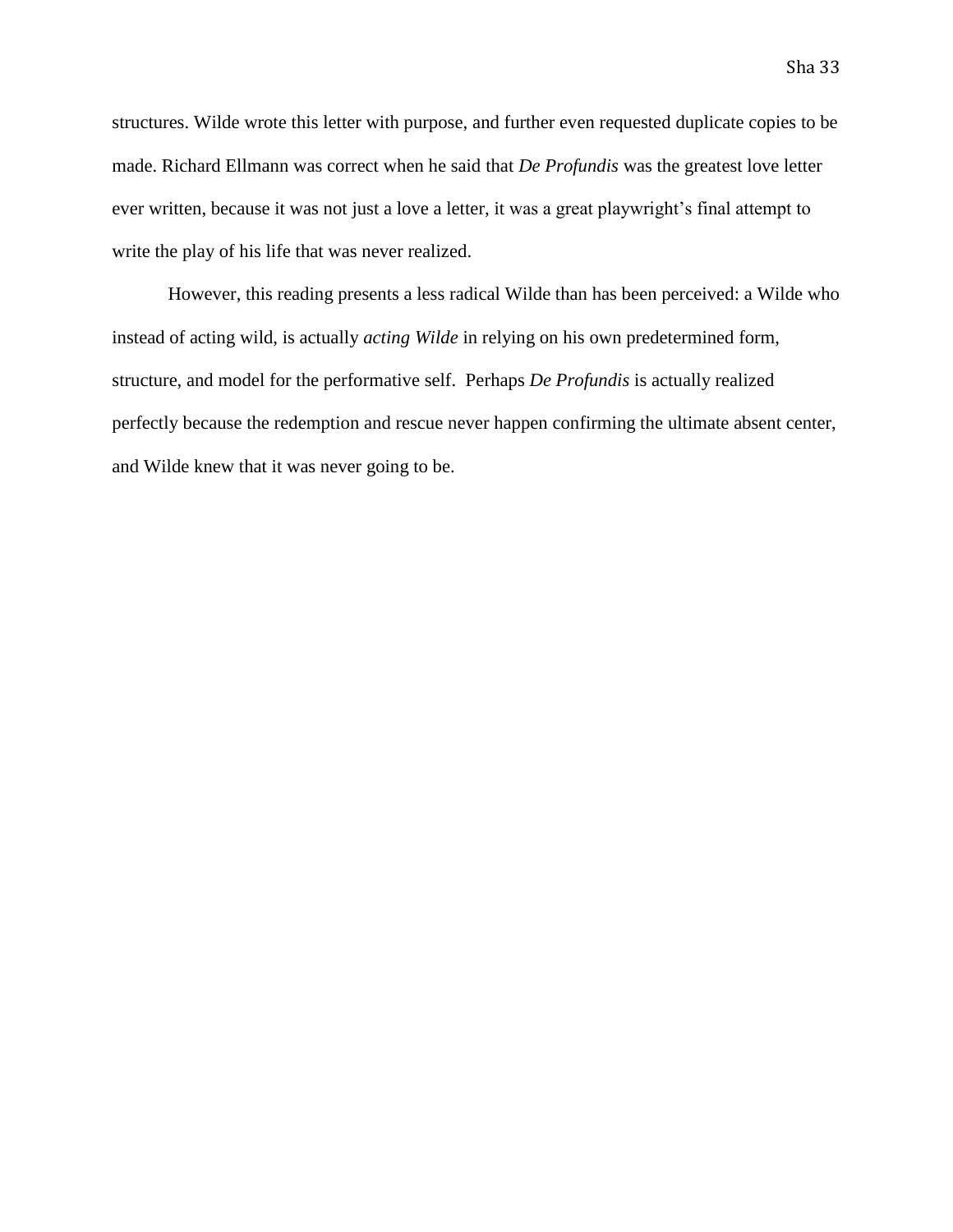structures. Wilde wrote this letter with purpose, and further even requested duplicate copies to be made. Richard Ellmann was correct when he said that *De Profundis* was the greatest love letter ever written, because it was not just a love a letter, it was a great playwright's final attempt to write the play of his life that was never realized.

However, this reading presents a less radical Wilde than has been perceived: a Wilde who instead of acting wild, is actually *acting Wilde* in relying on his own predetermined form, structure, and model for the performative self. Perhaps *De Profundis* is actually realized perfectly because the redemption and rescue never happen confirming the ultimate absent center, and Wilde knew that it was never going to be.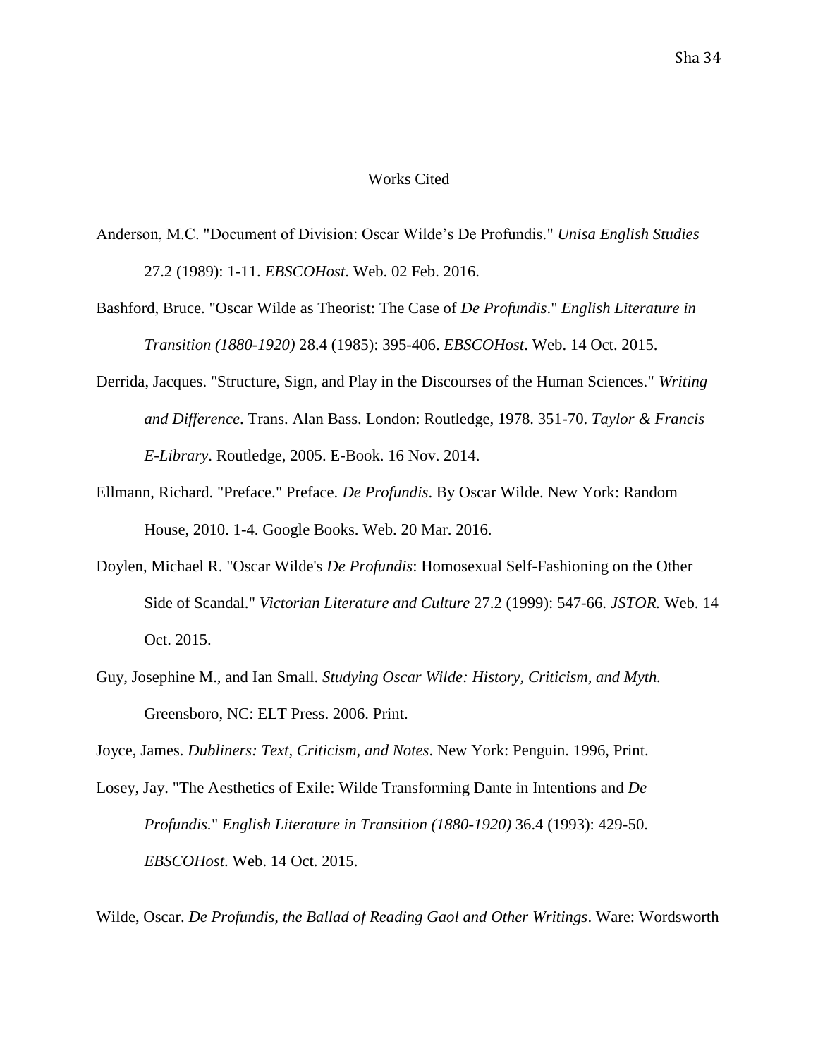# Works Cited

Anderson, M.C. "Document of Division: Oscar Wilde's De Profundis." *Unisa English Studies* 27.2 (1989): 1-11. *EBSCOHost*. Web. 02 Feb. 2016.

Bashford, Bruce. "Oscar Wilde as Theorist: The Case of *De Profundis*." *English Literature in Transition (1880-1920)* 28.4 (1985): 395-406. *EBSCOHost*. Web. 14 Oct. 2015.

Derrida, Jacques. "Structure, Sign, and Play in the Discourses of the Human Sciences." *Writing and Difference*. Trans. Alan Bass. London: Routledge, 1978. 351-70. *Taylor & Francis E-Library*. Routledge, 2005. E-Book. 16 Nov. 2014.

Ellmann, Richard. "Preface." Preface. *De Profundis*. By Oscar Wilde. New York: Random House, 2010. 1-4. Google Books. Web. 20 Mar. 2016.

Doylen, Michael R. "Oscar Wilde's *De Profundis*: Homosexual Self-Fashioning on the Other Side of Scandal." *Victorian Literature and Culture* 27.2 (1999): 547-66. *JSTOR.* Web. 14 Oct. 2015.

Guy, Josephine M., and Ian Small. *Studying Oscar Wilde: History, Criticism, and Myth.* Greensboro, NC: ELT Press. 2006. Print.

Joyce, James. *Dubliners: Text, Criticism, and Notes*. New York: Penguin. 1996, Print.

Losey, Jay. "The Aesthetics of Exile: Wilde Transforming Dante in Intentions and *De Profundis*." *English Literature in Transition (1880-1920)* 36.4 (1993): 429-50. *EBSCOHost*. Web. 14 Oct. 2015.

Wilde, Oscar. *De Profundis, the Ballad of Reading Gaol and Other Writings*. Ware: Wordsworth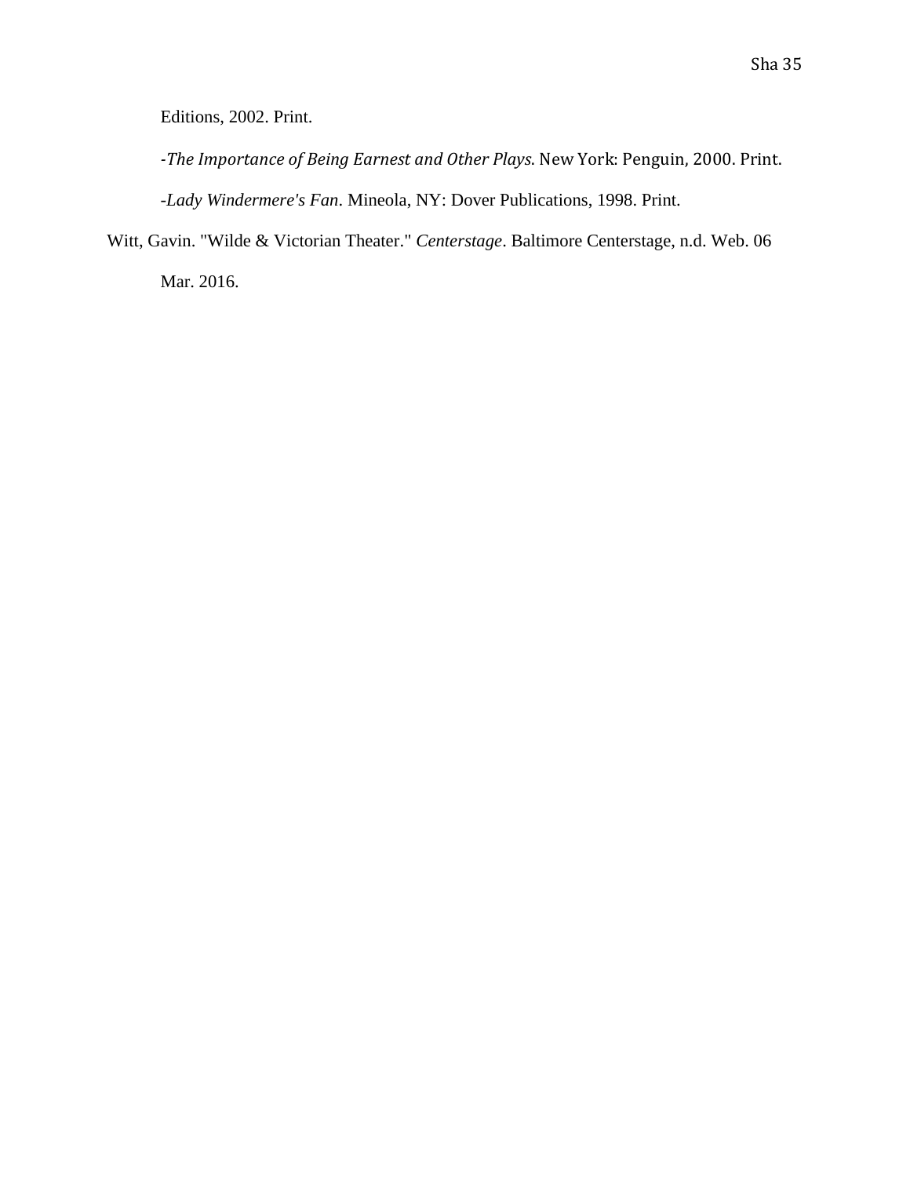Editions, 2002. Print.

-*The Importance of Being Earnest and Other Plays*. New York: Penguin, 2000. Print.

-*Lady Windermere's Fan*. Mineola, NY: Dover Publications, 1998. Print.

Witt, Gavin. "Wilde & Victorian Theater." *Centerstage*. Baltimore Centerstage, n.d. Web. 06 Mar. 2016.